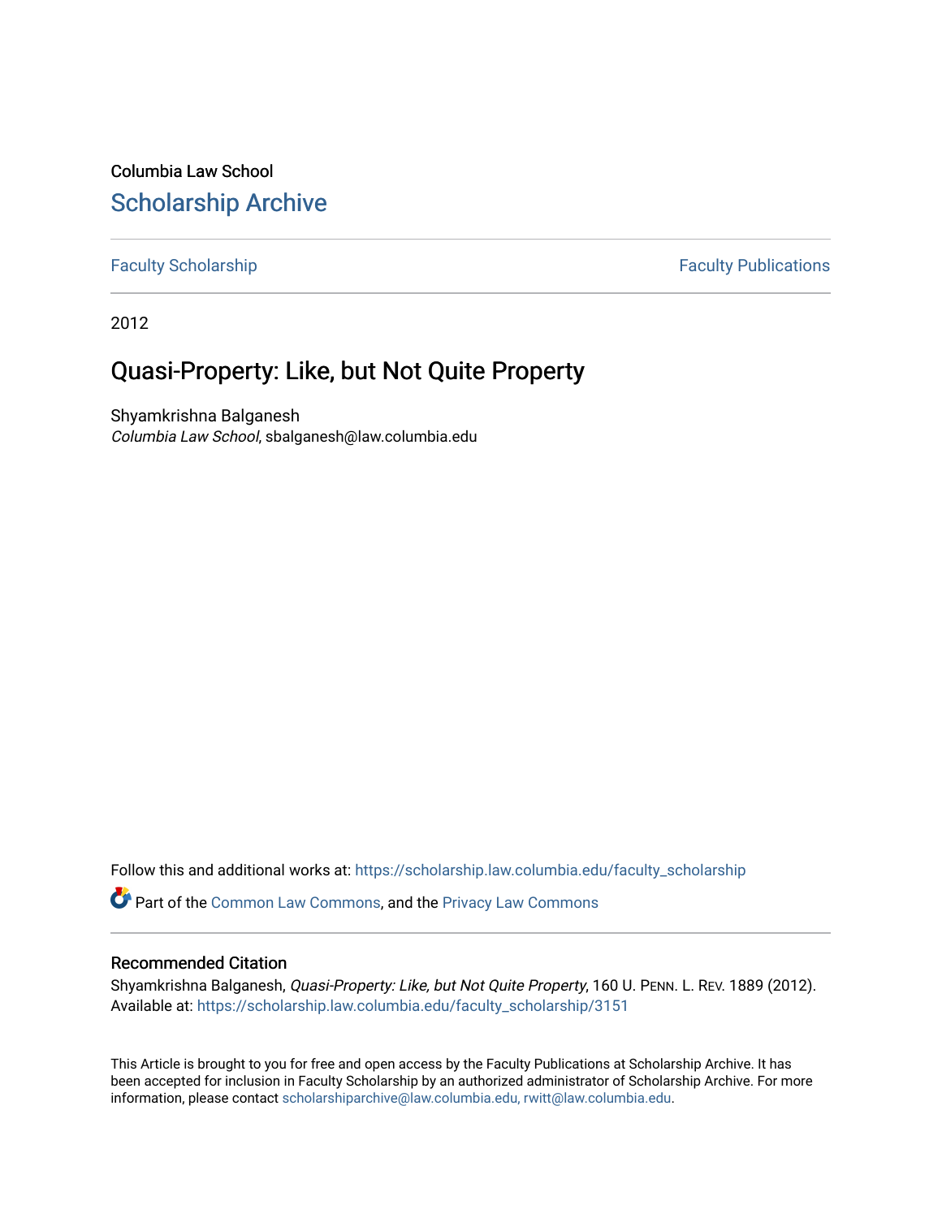Columbia Law School

# Scholarship Archive

Faculty Scholarship | Faculty Publications

2012

## Quasi-Property: Like, but Not Quite Property

Shyamkrishna Balganesh
*Columbia Law School*, sbalganesh@law.columbia.edu

Follow this and additional works at: https://scholarship.law.columbia.edu/faculty_scholarship

Part of the Common Law Commons, and the Privacy Law Commons

### Recommended Citation

Shyamkrishna Balganesh, *Quasi-Property: Like, but Not Quite Property*, 160 U. PENN. L. REV. 1889 (2012).
Available at: https://scholarship.law.columbia.edu/faculty_scholarship/3151

This Article is brought to you for free and open access by the Faculty Publications at Scholarship Archive. It has been accepted for inclusion in Faculty Scholarship by an authorized administrator of Scholarship Archive. For more information, please contact scholarshiparchive@law.columbia.edu, rwitt@law.columbia.edu.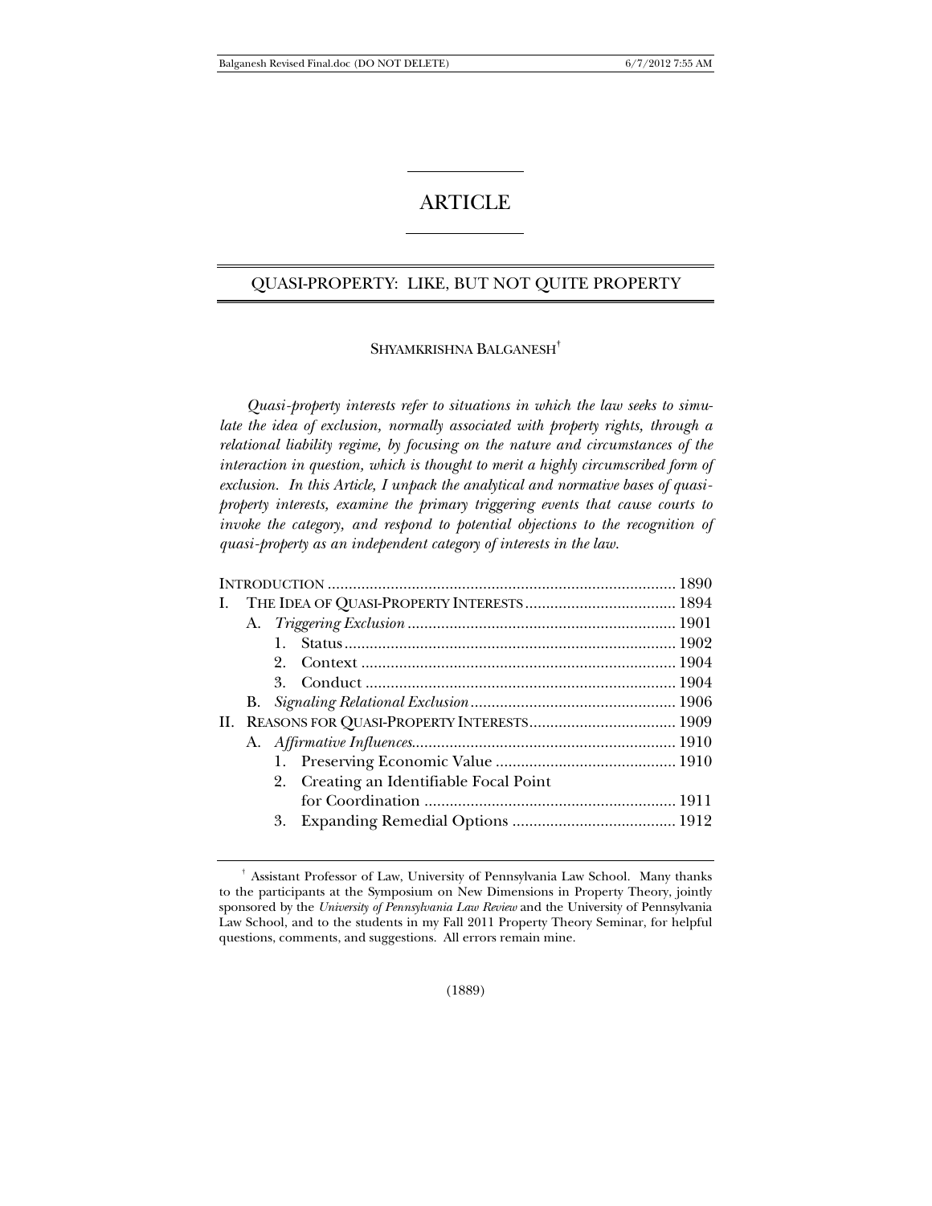# ARTICLE

## QUASI-PROPERTY: LIKE, BUT NOT QUITE PROPERTY

SHYAMKRISHNA BALGANESH[†]

*Quasi-property interests refer to situations in which the law seeks to simulate the idea of exclusion, normally associated with property rights, through a relational liability regime, by focusing on the nature and circumstances of the interaction in question, which is thought to merit a highly circumscribed form of exclusion. In this Article, I unpack the analytical and normative bases of quasi-property interests, examine the primary triggering events that cause courts to invoke the category, and respond to potential objections to the recognition of quasi-property as an independent category of interests in the law.*

INTRODUCTION .................................................................................. 1890
I. THE IDEA OF QUASI-PROPERTY INTERESTS .................................... 1894
  A. *Triggering Exclusion* ................................................................ 1901
    1. Status ............................................................................... 1902
    2. Context ............................................................................ 1904
    3. Conduct ........................................................................... 1904
  B. *Signaling Relational Exclusion* ................................................. 1906
II. REASONS FOR QUASI-PROPERTY INTERESTS .................................. 1909
  A. *Affirmative Influences* ............................................................... 1910
    1. Preserving Economic Value ........................................... 1910
    2. Creating an Identifiable Focal Point for Coordination ........................................................... 1911
    3. Expanding Remedial Options ....................................... 1912

[†] Assistant Professor of Law, University of Pennsylvania Law School. Many thanks to the participants at the Symposium on New Dimensions in Property Theory, jointly sponsored by the *University of Pennsylvania Law Review* and the University of Pennsylvania Law School, and to the students in my Fall 2011 Property Theory Seminar, for helpful questions, comments, and suggestions. All errors remain mine.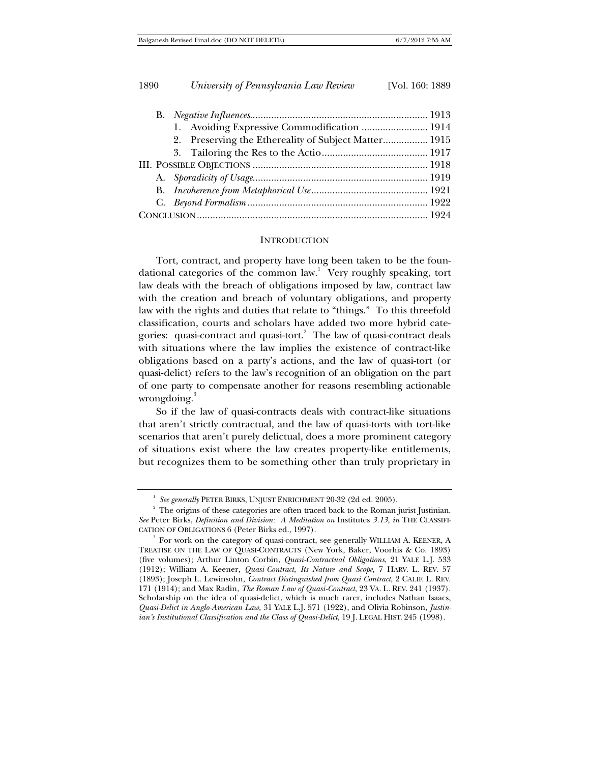- B. *Negative Influences* .................................................................. 1913
  - 1. Avoiding Expressive Commodification ......................... 1914
  - 2. Preserving the Ethereality of Subject Matter................. 1915
  - 3. Tailoring the Res to the Actio........................................ 1917
- III. POSSIBLE OBJECTIONS ................................................................. 1918
  - A. *Sporadicity of Usage* ................................................................. 1919
  - B. *Incoherence from Metaphorical Use* ............................................ 1921
  - C. *Beyond Formalism* ................................................................... 1922
- CONCLUSION ...................................................................................... 1924

## INTRODUCTION

Tort, contract, and property have long been taken to be the foundational categories of the common law.[1] Very roughly speaking, tort law deals with the breach of obligations imposed by law, contract law with the creation and breach of voluntary obligations, and property law with the rights and duties that relate to "things." To this threefold classification, courts and scholars have added two more hybrid categories: quasi-contract and quasi-tort.[2] The law of quasi-contract deals with situations where the law implies the existence of contract-like obligations based on a party's actions, and the law of quasi-tort (or quasi-delict) refers to the law's recognition of an obligation on the part of one party to compensate another for reasons resembling actionable wrongdoing.[3]

So if the law of quasi-contracts deals with contract-like situations that aren't strictly contractual, and the law of quasi-torts with tort-like scenarios that aren't purely delictual, does a more prominent category of situations exist where the law creates property-like entitlements, but recognizes them to be something other than truly proprietary in

---

[1] *See generally* PETER BIRKS, UNJUST ENRICHMENT 20-32 (2d ed. 2005).

[2] The origins of these categories are often traced back to the Roman jurist Justinian. *See* Peter Birks, *Definition and Division: A Meditation on* Institutes *3.13*, *in* THE CLASSIFICATION OF OBLIGATIONS 6 (Peter Birks ed., 1997).

[3] For work on the category of quasi-contract, see generally WILLIAM A. KEENER, A TREATISE ON THE LAW OF QUASI-CONTRACTS (New York, Baker, Voorhis & Co. 1893) (five volumes); Arthur Linton Corbin, *Quasi-Contractual Obligations*, 21 YALE L.J. 533 (1912); William A. Keener, *Quasi-Contract, Its Nature and Scope*, 7 HARV. L. REV. 57 (1893); Joseph L. Lewinsohn, *Contract Distinguished from Quasi Contract*, 2 CALIF. L. REV. 171 (1914); and Max Radin, *The Roman Law of Quasi-Contract*, 23 VA. L. REV. 241 (1937). Scholarship on the idea of quasi-delict, which is much rarer, includes Nathan Isaacs, *Quasi-Delict in Anglo-American Law*, 31 YALE L.J. 571 (1922), and Olivia Robinson, *Justinian's Institutional Classification and the Class of Quasi-Delict*, 19 J. LEGAL HIST. 245 (1998).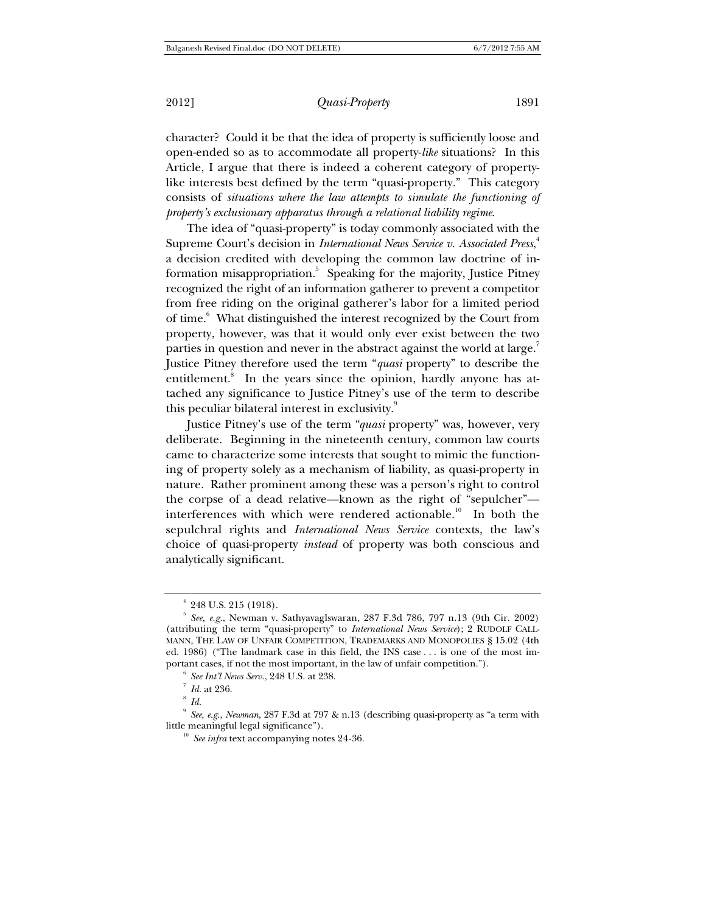character? Could it be that the idea of property is sufficiently loose and open-ended so as to accommodate all property-*like* situations? In this Article, I argue that there is indeed a coherent category of property-like interests best defined by the term "quasi-property." This category consists of *situations where the law attempts to simulate the functioning of property's exclusionary apparatus through a relational liability regime.*

The idea of "quasi-property" is today commonly associated with the Supreme Court's decision in *International News Service v. Associated Press*,[4] a decision credited with developing the common law doctrine of information misappropriation.[5] Speaking for the majority, Justice Pitney recognized the right of an information gatherer to prevent a competitor from free riding on the original gatherer's labor for a limited period of time.[6] What distinguished the interest recognized by the Court from property, however, was that it would only ever exist between the two parties in question and never in the abstract against the world at large.[7] Justice Pitney therefore used the term "*quasi* property" to describe the entitlement.[8] In the years since the opinion, hardly anyone has attached any significance to Justice Pitney's use of the term to describe this peculiar bilateral interest in exclusivity.[9]

Justice Pitney's use of the term "*quasi* property" was, however, very deliberate. Beginning in the nineteenth century, common law courts came to characterize some interests that sought to mimic the functioning of property solely as a mechanism of liability, as quasi-property in nature. Rather prominent among these was a person's right to control the corpse of a dead relative—known as the right of "sepulcher"—interferences with which were rendered actionable.[10] In both the sepulchral rights and *International News Service* contexts, the law's choice of quasi-property *instead* of property was both conscious and analytically significant.

---

[4] 248 U.S. 215 (1918).

[5] *See, e.g.*, Newman v. Sathyavaglswaran, 287 F.3d 786, 797 n.13 (9th Cir. 2002) (attributing the term "quasi-property" to *International News Service*); 2 RUDOLF CALLMANN, THE LAW OF UNFAIR COMPETITION, TRADEMARKS AND MONOPOLIES § 15.02 (4th ed. 1986) ("The landmark case in this field, the INS case . . . is one of the most important cases, if not the most important, in the law of unfair competition.").

[6] *See Int'l News Serv.*, 248 U.S. at 238.

[7] *Id.* at 236.

[8] *Id.*

[9] *See, e.g.*, *Newman*, 287 F.3d at 797 & n.13 (describing quasi-property as "a term with little meaningful legal significance").

[10] *See infra* text accompanying notes 24-36.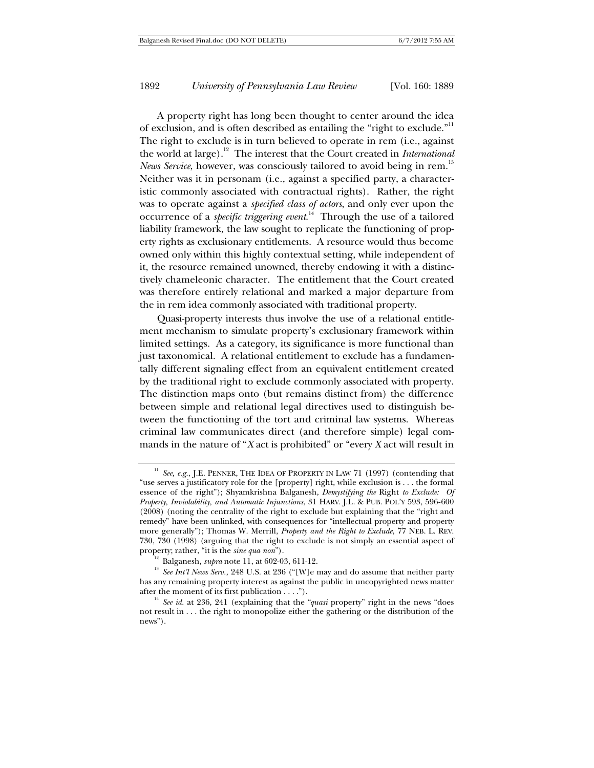A property right has long been thought to center around the idea of exclusion, and is often described as entailing the "right to exclude."[11] The right to exclude is in turn believed to operate in rem (i.e., against the world at large).[12] The interest that the Court created in *International News Service*, however, was consciously tailored to avoid being in rem.[13] Neither was it in personam (i.e., against a specified party, a characteristic commonly associated with contractual rights). Rather, the right was to operate against a *specified class of actors*, and only ever upon the occurrence of a *specific triggering event*.[14] Through the use of a tailored liability framework, the law sought to replicate the functioning of property rights as exclusionary entitlements. A resource would thus become owned only within this highly contextual setting, while independent of it, the resource remained unowned, thereby endowing it with a distinctively chameleonic character. The entitlement that the Court created was therefore entirely relational and marked a major departure from the in rem idea commonly associated with traditional property.

Quasi-property interests thus involve the use of a relational entitlement mechanism to simulate property's exclusionary framework within limited settings. As a category, its significance is more functional than just taxonomical. A relational entitlement to exclude has a fundamentally different signaling effect from an equivalent entitlement created by the traditional right to exclude commonly associated with property. The distinction maps onto (but remains distinct from) the difference between simple and relational legal directives used to distinguish between the functioning of the tort and criminal law systems. Whereas criminal law communicates direct (and therefore simple) legal commands in the nature of "*X* act is prohibited" or "every *X* act will result in

---

[11] *See, e.g.*, J.E. PENNER, THE IDEA OF PROPERTY IN LAW 71 (1997) (contending that "use serves a justificatory role for the [property] right, while exclusion is . . . the formal essence of the right"); Shyamkrishna Balganesh, *Demystifying the* Right *to Exclude: Of Property, Inviolability, and Automatic Injunctions*, 31 HARV. J.L. & PUB. POL'Y 593, 596-600 (2008) (noting the centrality of the right to exclude but explaining that the "right and remedy" have been unlinked, with consequences for "intellectual property and property more generally"); Thomas W. Merrill, *Property and the Right to Exclude*, 77 NEB. L. REV. 730, 730 (1998) (arguing that the right to exclude is not simply an essential aspect of property; rather, "it is the *sine qua non*").

[12] Balganesh, *supra* note 11, at 602-03, 611-12.

[13] *See Int'l News Serv.*, 248 U.S. at 236 ("[W]e may and do assume that neither party has any remaining property interest as against the public in uncopyrighted news matter after the moment of its first publication . . . .").

[14] *See id.* at 236, 241 (explaining that the "*quasi* property" right in the news "does not result in . . . the right to monopolize either the gathering or the distribution of the news").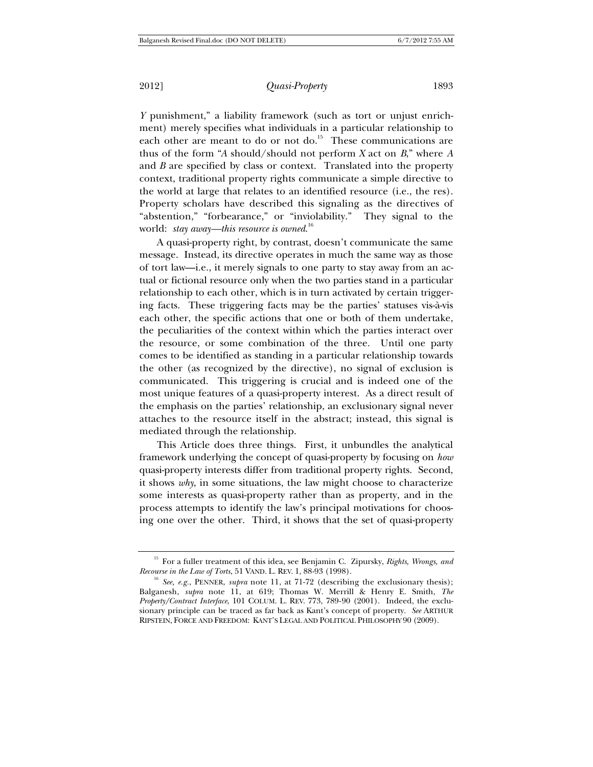*Y* punishment," a liability framework (such as tort or unjust enrichment) merely specifies what individuals in a particular relationship to each other are meant to do or not do.[15] These communications are thus of the form "*A* should/should not perform *X* act on *B*," where *A* and *B* are specified by class or context. Translated into the property context, traditional property rights communicate a simple directive to the world at large that relates to an identified resource (i.e., the res). Property scholars have described this signaling as the directives of "abstention," "forbearance," or "inviolability." They signal to the world: *stay away—this resource is owned*.[16]

A quasi-property right, by contrast, doesn't communicate the same message. Instead, its directive operates in much the same way as those of tort law—i.e., it merely signals to one party to stay away from an actual or fictional resource only when the two parties stand in a particular relationship to each other, which is in turn activated by certain triggering facts. These triggering facts may be the parties' statuses vis-à-vis each other, the specific actions that one or both of them undertake, the peculiarities of the context within which the parties interact over the resource, or some combination of the three. Until one party comes to be identified as standing in a particular relationship towards the other (as recognized by the directive), no signal of exclusion is communicated. This triggering is crucial and is indeed one of the most unique features of a quasi-property interest. As a direct result of the emphasis on the parties' relationship, an exclusionary signal never attaches to the resource itself in the abstract; instead, this signal is mediated through the relationship.

This Article does three things. First, it unbundles the analytical framework underlying the concept of quasi-property by focusing on *how* quasi-property interests differ from traditional property rights. Second, it shows *why*, in some situations, the law might choose to characterize some interests as quasi-property rather than as property, and in the process attempts to identify the law's principal motivations for choosing one over the other. Third, it shows that the set of quasi-property

---

[15] For a fuller treatment of this idea, see Benjamin C. Zipursky, *Rights, Wrongs, and Recourse in the Law of Torts*, 51 VAND. L. REV. 1, 88-93 (1998).

[16] *See, e.g.*, PENNER, *supra* note 11, at 71-72 (describing the exclusionary thesis); Balganesh, *supra* note 11, at 619; Thomas W. Merrill & Henry E. Smith, *The Property/Contract Interface*, 101 COLUM. L. REV. 773, 789-90 (2001). Indeed, the exclusionary principle can be traced as far back as Kant's concept of property. *See* ARTHUR RIPSTEIN, FORCE AND FREEDOM: KANT'S LEGAL AND POLITICAL PHILOSOPHY 90 (2009).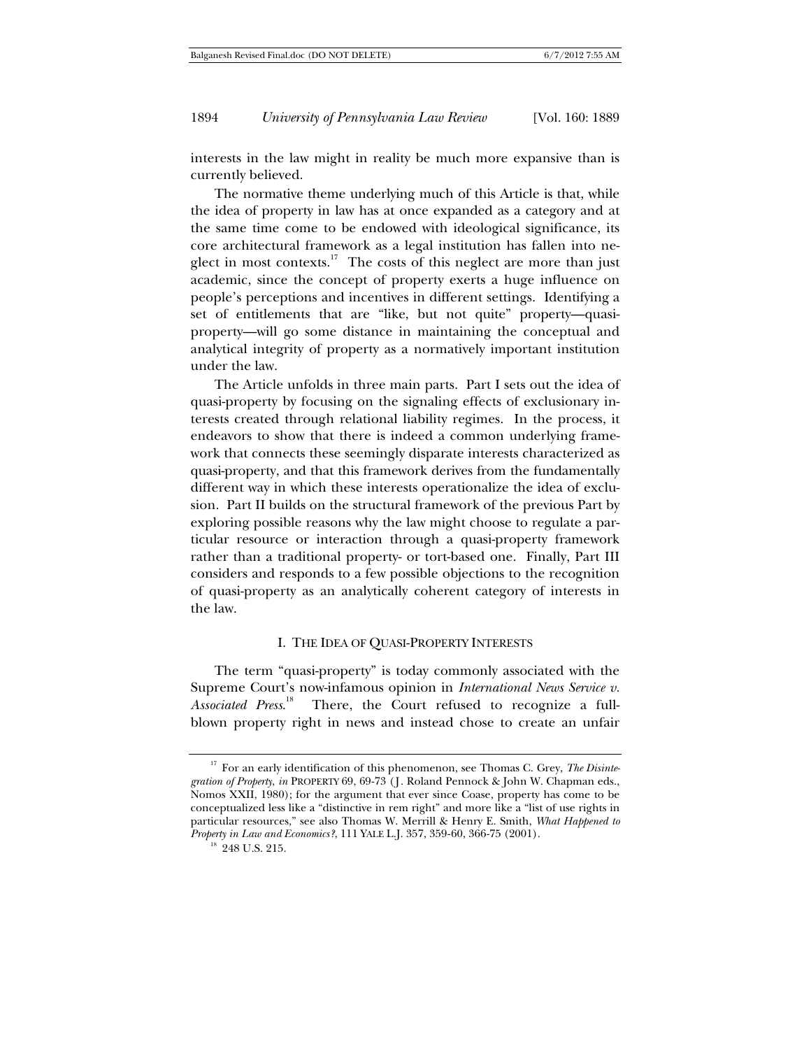interests in the law might in reality be much more expansive than is currently believed.

The normative theme underlying much of this Article is that, while the idea of property in law has at once expanded as a category and at the same time come to be endowed with ideological significance, its core architectural framework as a legal institution has fallen into neglect in most contexts.[17] The costs of this neglect are more than just academic, since the concept of property exerts a huge influence on people's perceptions and incentives in different settings. Identifying a set of entitlements that are "like, but not quite" property—quasi-property—will go some distance in maintaining the conceptual and analytical integrity of property as a normatively important institution under the law.

The Article unfolds in three main parts. Part I sets out the idea of quasi-property by focusing on the signaling effects of exclusionary interests created through relational liability regimes. In the process, it endeavors to show that there is indeed a common underlying framework that connects these seemingly disparate interests characterized as quasi-property, and that this framework derives from the fundamentally different way in which these interests operationalize the idea of exclusion. Part II builds on the structural framework of the previous Part by exploring possible reasons why the law might choose to regulate a particular resource or interaction through a quasi-property framework rather than a traditional property- or tort-based one. Finally, Part III considers and responds to a few possible objections to the recognition of quasi-property as an analytically coherent category of interests in the law.

## I. THE IDEA OF QUASI-PROPERTY INTERESTS

The term "quasi-property" is today commonly associated with the Supreme Court's now-infamous opinion in *International News Service v. Associated Press*.[18] There, the Court refused to recognize a full-blown property right in news and instead chose to create an unfair

---

[17] For an early identification of this phenomenon, see Thomas C. Grey, *The Disintegration of Property*, *in* PROPERTY 69, 69-73 (J. Roland Pennock & John W. Chapman eds., Nomos XXII, 1980); for the argument that ever since Coase, property has come to be conceptualized less like a "distinctive in rem right" and more like a "list of use rights in particular resources," see also Thomas W. Merrill & Henry E. Smith, *What Happened to Property in Law and Economics?*, 111 YALE L.J. 357, 359-60, 366-75 (2001).

[18] 248 U.S. 215.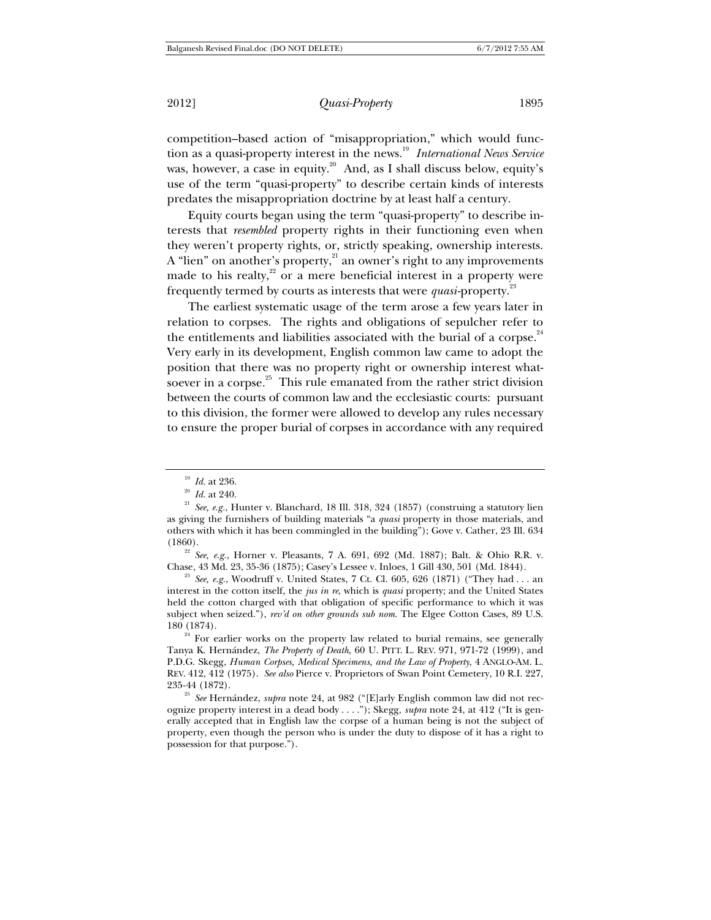competition–based action of "misappropriation," which would function as a quasi-property interest in the news.[19] *International News Service* was, however, a case in equity.[20] And, as I shall discuss below, equity's use of the term "quasi-property" to describe certain kinds of interests predates the misappropriation doctrine by at least half a century.

Equity courts began using the term "quasi-property" to describe interests that *resembled* property rights in their functioning even when they weren't property rights, or, strictly speaking, ownership interests. A "lien" on another's property,[21] an owner's right to any improvements made to his realty,[22] or a mere beneficial interest in a property were frequently termed by courts as interests that were *quasi*-property.[23]

The earliest systematic usage of the term arose a few years later in relation to corpses. The rights and obligations of sepulcher refer to the entitlements and liabilities associated with the burial of a corpse.[24] Very early in its development, English common law came to adopt the position that there was no property right or ownership interest whatsoever in a corpse.[25] This rule emanated from the rather strict division between the courts of common law and the ecclesiastic courts: pursuant to this division, the former were allowed to develop any rules necessary to ensure the proper burial of corpses in accordance with any required

---

[19] *Id.* at 236.

[20] *Id.* at 240.

[21] *See, e.g.*, Hunter v. Blanchard, 18 Ill. 318, 324 (1857) (construing a statutory lien as giving the furnishers of building materials "a *quasi* property in those materials, and others with which it has been commingled in the building"); Gove v. Cather, 23 Ill. 634 (1860).

[22] *See, e.g.*, Horner v. Pleasants, 7 A. 691, 692 (Md. 1887); Balt. & Ohio R.R. v. Chase, 43 Md. 23, 35-36 (1875); Casey's Lessee v. Inloes, 1 Gill 430, 501 (Md. 1844).

[23] *See, e.g.*, Woodruff v. United States, 7 Ct. Cl. 605, 626 (1871) ("They had . . . an interest in the cotton itself, the *jus in re*, which is *quasi* property; and the United States held the cotton charged with that obligation of specific performance to which it was subject when seized."), *rev'd on other grounds sub nom.* The Elgee Cotton Cases, 89 U.S. 180 (1874).

[24] For earlier works on the property law related to burial remains, see generally Tanya K. Hernández, *The Property of Death*, 60 U. PITT. L. REV. 971, 971-72 (1999), and P.D.G. Skegg, *Human Corpses, Medical Specimens, and the Law of Property*, 4 ANGLO-AM. L. REV. 412, 412 (1975). *See also* Pierce v. Proprietors of Swan Point Cemetery, 10 R.I. 227, 235-44 (1872).

[25] *See* Hernández, *supra* note 24, at 982 ("[E]arly English common law did not recognize property interest in a dead body . . . ."); Skegg, *supra* note 24, at 412 ("It is generally accepted that in English law the corpse of a human being is not the subject of property, even though the person who is under the duty to dispose of it has a right to possession for that purpose.").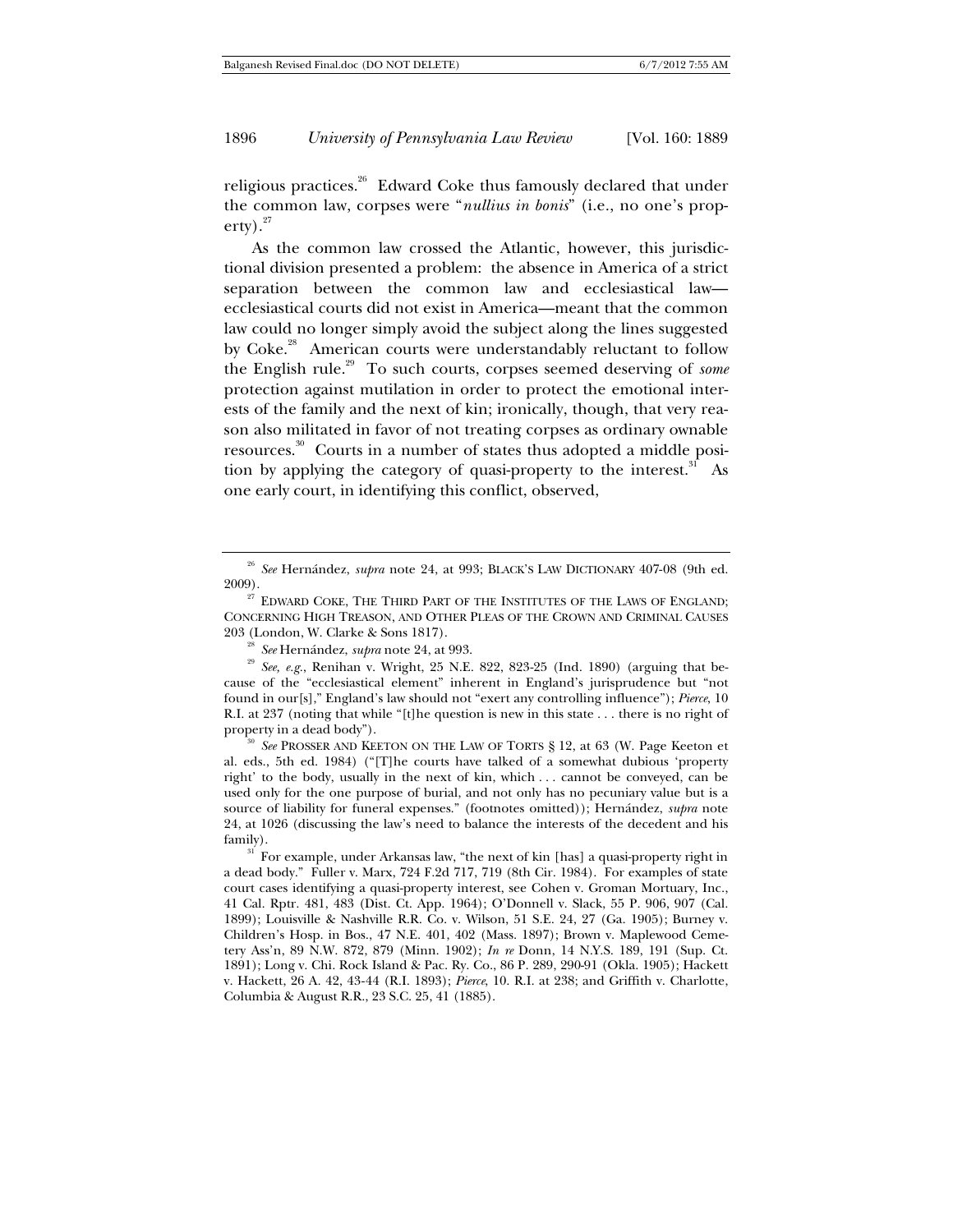religious practices.[26] Edward Coke thus famously declared that under the common law, corpses were "*nullius in bonis*" (i.e., no one's property).[27]

As the common law crossed the Atlantic, however, this jurisdictional division presented a problem: the absence in America of a strict separation between the common law and ecclesiastical law—ecclesiastical courts did not exist in America—meant that the common law could no longer simply avoid the subject along the lines suggested by Coke.[28] American courts were understandably reluctant to follow the English rule.[29] To such courts, corpses seemed deserving of *some* protection against mutilation in order to protect the emotional interests of the family and the next of kin; ironically, though, that very reason also militated in favor of not treating corpses as ordinary ownable resources.[30] Courts in a number of states thus adopted a middle position by applying the category of quasi-property to the interest.[31] As one early court, in identifying this conflict, observed,

---

[26] *See* Hernández, *supra* note 24, at 993; BLACK'S LAW DICTIONARY 407-08 (9th ed. 2009).

[27] EDWARD COKE, THE THIRD PART OF THE INSTITUTES OF THE LAWS OF ENGLAND; CONCERNING HIGH TREASON, AND OTHER PLEAS OF THE CROWN AND CRIMINAL CAUSES 203 (London, W. Clarke & Sons 1817).

[28] *See* Hernández, *supra* note 24, at 993.

[29] *See, e.g.*, Renihan v. Wright, 25 N.E. 822, 823-25 (Ind. 1890) (arguing that because of the "ecclesiastical element" inherent in England's jurisprudence but "not found in our[s]," England's law should not "exert any controlling influence"); *Pierce*, 10 R.I. at 237 (noting that while "[t]he question is new in this state . . . there is no right of property in a dead body").

[30] *See* PROSSER AND KEETON ON THE LAW OF TORTS § 12, at 63 (W. Page Keeton et al. eds., 5th ed. 1984) ("[T]he courts have talked of a somewhat dubious 'property right' to the body, usually in the next of kin, which . . . cannot be conveyed, can be used only for the one purpose of burial, and not only has no pecuniary value but is a source of liability for funeral expenses." (footnotes omitted)); Hernández, *supra* note 24, at 1026 (discussing the law's need to balance the interests of the decedent and his family).

[31] For example, under Arkansas law, "the next of kin [has] a quasi-property right in a dead body." Fuller v. Marx, 724 F.2d 717, 719 (8th Cir. 1984). For examples of state court cases identifying a quasi-property interest, see Cohen v. Groman Mortuary, Inc., 41 Cal. Rptr. 481, 483 (Dist. Ct. App. 1964); O'Donnell v. Slack, 55 P. 906, 907 (Cal. 1899); Louisville & Nashville R.R. Co. v. Wilson, 51 S.E. 24, 27 (Ga. 1905); Burney v. Children's Hosp. in Bos., 47 N.E. 401, 402 (Mass. 1897); Brown v. Maplewood Cemetery Ass'n, 89 N.W. 872, 879 (Minn. 1902); *In re* Donn, 14 N.Y.S. 189, 191 (Sup. Ct. 1891); Long v. Chi. Rock Island & Pac. Ry. Co., 86 P. 289, 290-91 (Okla. 1905); Hackett v. Hackett, 26 A. 42, 43-44 (R.I. 1893); *Pierce*, 10. R.I. at 238; and Griffith v. Charlotte, Columbia & August R.R., 23 S.C. 25, 41 (1885).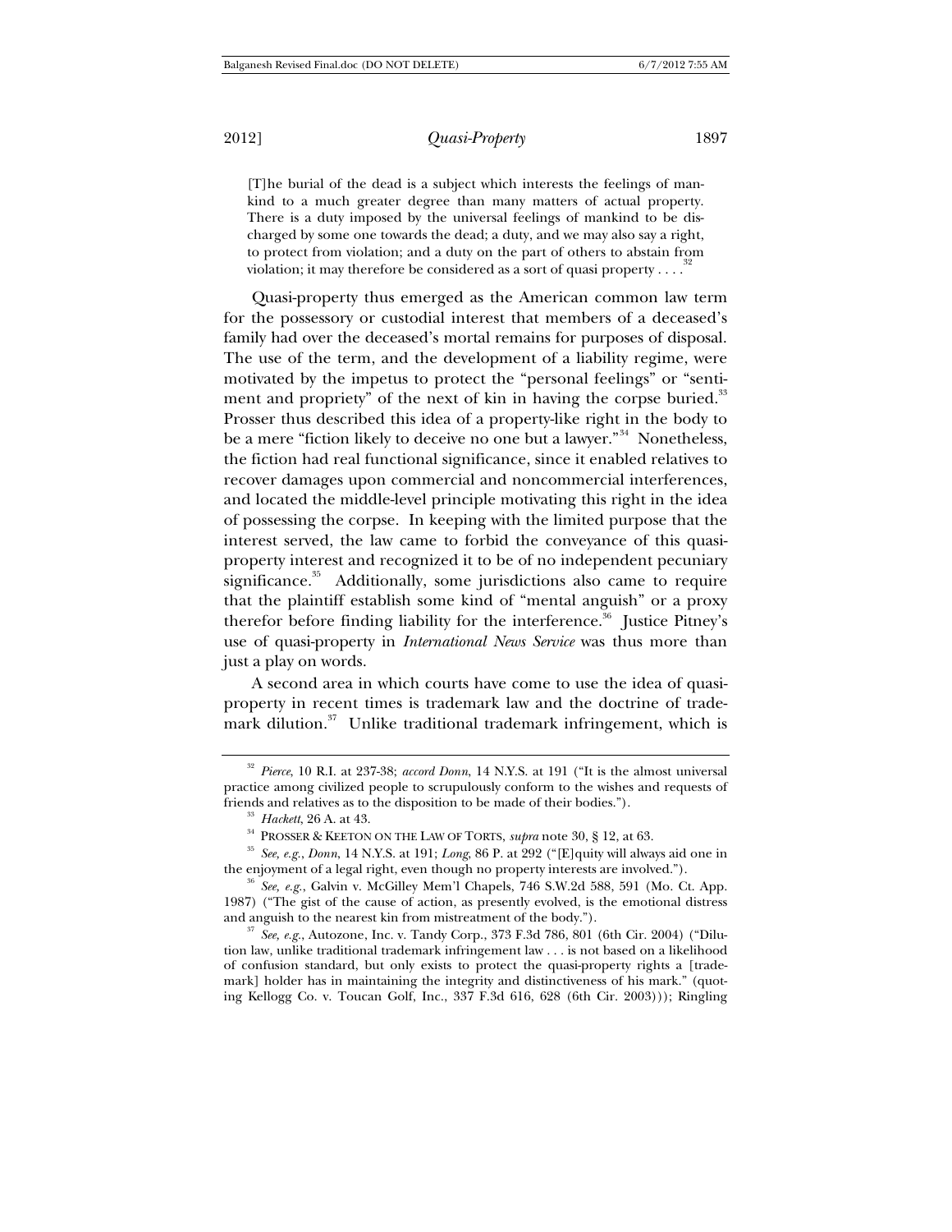> [T]he burial of the dead is a subject which interests the feelings of mankind to a much greater degree than many matters of actual property. There is a duty imposed by the universal feelings of mankind to be discharged by some one towards the dead; a duty, and we may also say a right, to protect from violation; and a duty on the part of others to abstain from violation; it may therefore be considered as a sort of quasi property . . . .[32]

Quasi-property thus emerged as the American common law term for the possessory or custodial interest that members of a deceased's family had over the deceased's mortal remains for purposes of disposal. The use of the term, and the development of a liability regime, were motivated by the impetus to protect the "personal feelings" or "sentiment and propriety" of the next of kin in having the corpse buried.[33] Prosser thus described this idea of a property-like right in the body to be a mere "fiction likely to deceive no one but a lawyer."[34] Nonetheless, the fiction had real functional significance, since it enabled relatives to recover damages upon commercial and noncommercial interferences, and located the middle-level principle motivating this right in the idea of possessing the corpse. In keeping with the limited purpose that the interest served, the law came to forbid the conveyance of this quasi-property interest and recognized it to be of no independent pecuniary significance.[35] Additionally, some jurisdictions also came to require that the plaintiff establish some kind of "mental anguish" or a proxy therefor before finding liability for the interference.[36] Justice Pitney's use of quasi-property in *International News Service* was thus more than just a play on words.

A second area in which courts have come to use the idea of quasi-property in recent times is trademark law and the doctrine of trademark dilution.[37] Unlike traditional trademark infringement, which is

---

[32] *Pierce*, 10 R.I. at 237-38; *accord Donn*, 14 N.Y.S. at 191 ("It is the almost universal practice among civilized people to scrupulously conform to the wishes and requests of friends and relatives as to the disposition to be made of their bodies.").

[33] *Hackett*, 26 A. at 43.

[34] PROSSER & KEETON ON THE LAW OF TORTS, *supra* note 30, § 12, at 63.

[35] *See, e.g.*, *Donn*, 14 N.Y.S. at 191; *Long*, 86 P. at 292 ("[E]quity will always aid one in the enjoyment of a legal right, even though no property interests are involved.").

[36] *See, e.g.*, Galvin v. McGilley Mem'l Chapels, 746 S.W.2d 588, 591 (Mo. Ct. App. 1987) ("The gist of the cause of action, as presently evolved, is the emotional distress and anguish to the nearest kin from mistreatment of the body.").

[37] *See, e.g.*, Autozone, Inc. v. Tandy Corp., 373 F.3d 786, 801 (6th Cir. 2004) ("Dilution law, unlike traditional trademark infringement law . . . is not based on a likelihood of confusion standard, but only exists to protect the quasi-property rights a [trademark] holder has in maintaining the integrity and distinctiveness of his mark." (quoting Kellogg Co. v. Toucan Golf, Inc., 337 F.3d 616, 628 (6th Cir. 2003))); Ringling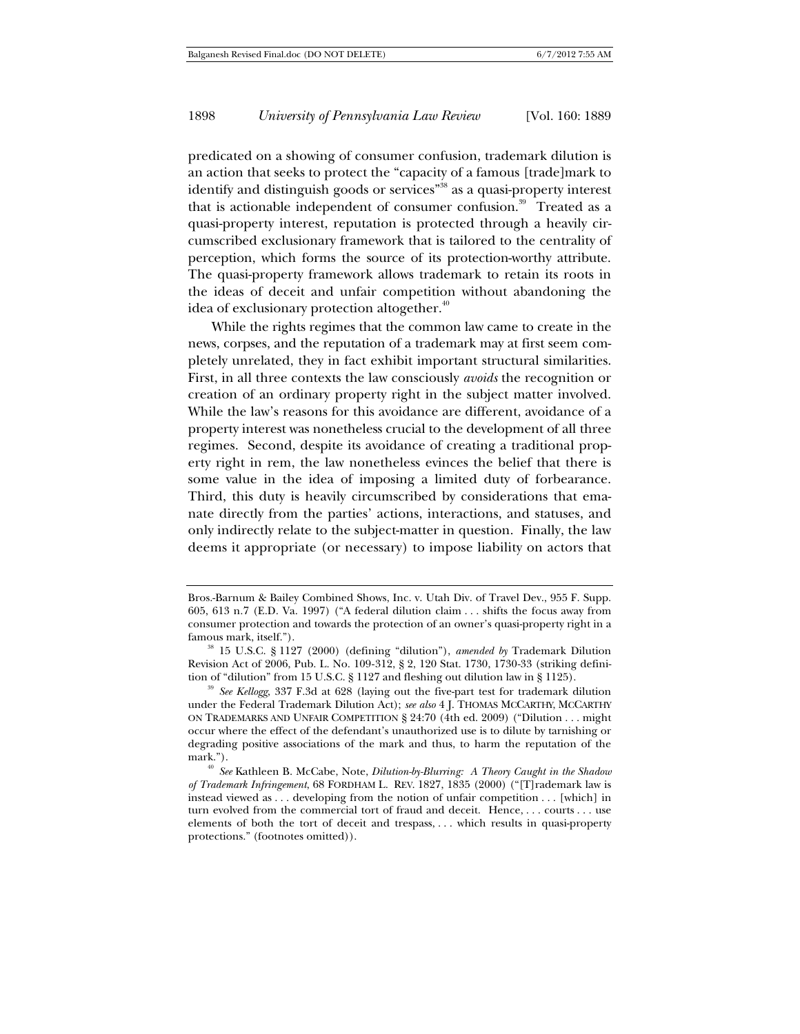predicated on a showing of consumer confusion, trademark dilution is an action that seeks to protect the "capacity of a famous [trade]mark to identify and distinguish goods or services"[38] as a quasi-property interest that is actionable independent of consumer confusion.[39] Treated as a quasi-property interest, reputation is protected through a heavily circumscribed exclusionary framework that is tailored to the centrality of perception, which forms the source of its protection-worthy attribute. The quasi-property framework allows trademark to retain its roots in the ideas of deceit and unfair competition without abandoning the idea of exclusionary protection altogether.[40]

While the rights regimes that the common law came to create in the news, corpses, and the reputation of a trademark may at first seem completely unrelated, they in fact exhibit important structural similarities. First, in all three contexts the law consciously *avoids* the recognition or creation of an ordinary property right in the subject matter involved. While the law's reasons for this avoidance are different, avoidance of a property interest was nonetheless crucial to the development of all three regimes. Second, despite its avoidance of creating a traditional property right in rem, the law nonetheless evinces the belief that there is some value in the idea of imposing a limited duty of forbearance. Third, this duty is heavily circumscribed by considerations that emanate directly from the parties' actions, interactions, and statuses, and only indirectly relate to the subject-matter in question. Finally, the law deems it appropriate (or necessary) to impose liability on actors that

---

Bros.-Barnum & Bailey Combined Shows, Inc. v. Utah Div. of Travel Dev., 955 F. Supp. 605, 613 n.7 (E.D. Va. 1997) ("A federal dilution claim . . . shifts the focus away from consumer protection and towards the protection of an owner's quasi-property right in a famous mark, itself.").

[38] 15 U.S.C. § 1127 (2000) (defining "dilution"), *amended by* Trademark Dilution Revision Act of 2006, Pub. L. No. 109-312, § 2, 120 Stat. 1730, 1730-33 (striking definition of "dilution" from 15 U.S.C. § 1127 and fleshing out dilution law in § 1125).

[39] *See Kellogg*, 337 F.3d at 628 (laying out the five-part test for trademark dilution under the Federal Trademark Dilution Act); *see also* 4 J. THOMAS MCCARTHY, MCCARTHY ON TRADEMARKS AND UNFAIR COMPETITION § 24:70 (4th ed. 2009) ("Dilution . . . might occur where the effect of the defendant's unauthorized use is to dilute by tarnishing or degrading positive associations of the mark and thus, to harm the reputation of the mark.").

[40] *See* Kathleen B. McCabe, Note, *Dilution-by-Blurring: A Theory Caught in the Shadow of Trademark Infringement*, 68 FORDHAM L. REV. 1827, 1835 (2000) ("[T]rademark law is instead viewed as . . . developing from the notion of unfair competition . . . [which] in turn evolved from the commercial tort of fraud and deceit. Hence, . . . courts . . . use elements of both the tort of deceit and trespass, . . . which results in quasi-property protections." (footnotes omitted)).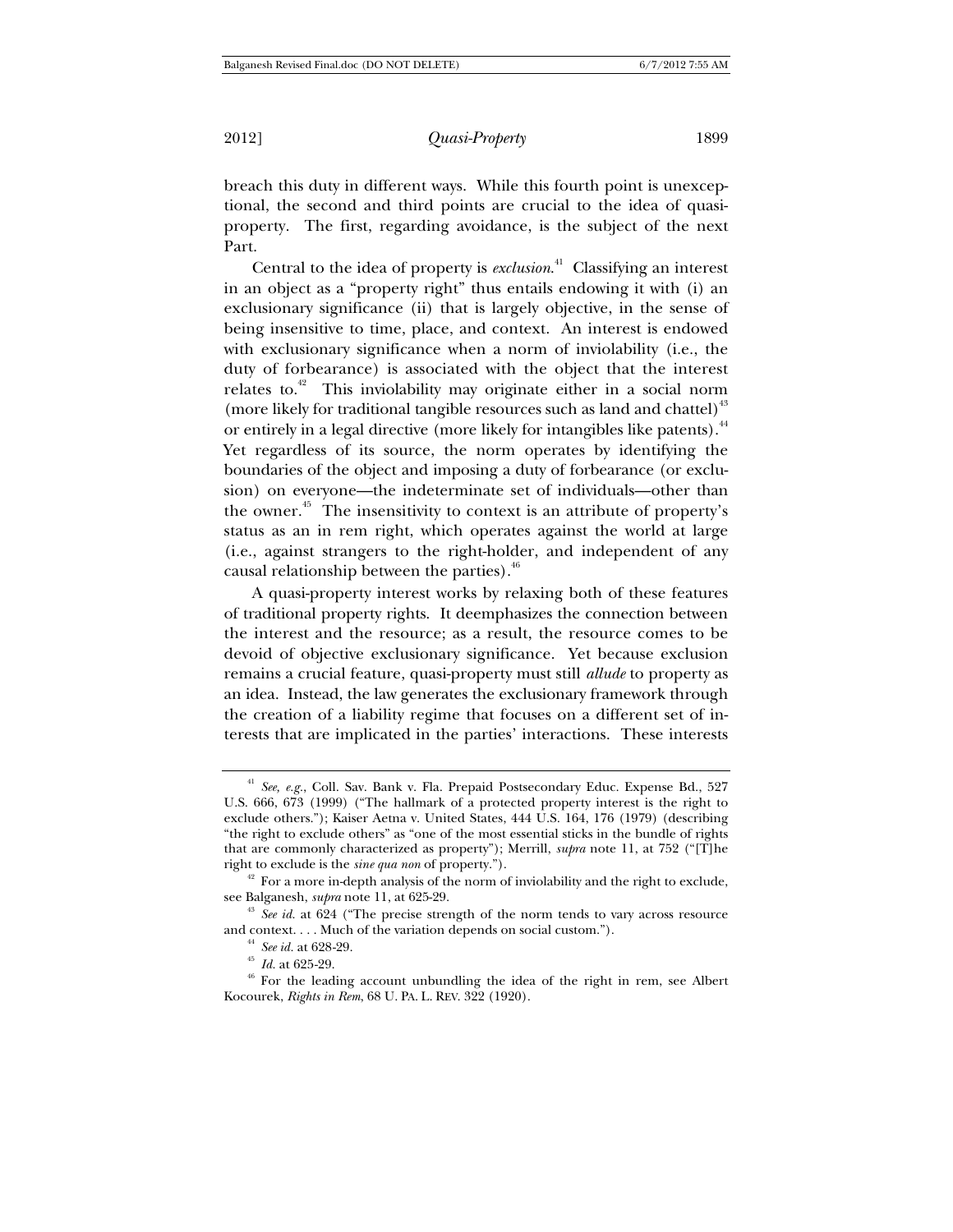breach this duty in different ways. While this fourth point is unexceptional, the second and third points are crucial to the idea of quasi-property. The first, regarding avoidance, is the subject of the next Part.

Central to the idea of property is *exclusion*.[41] Classifying an interest in an object as a "property right" thus entails endowing it with (i) an exclusionary significance (ii) that is largely objective, in the sense of being insensitive to time, place, and context. An interest is endowed with exclusionary significance when a norm of inviolability (i.e., the duty of forbearance) is associated with the object that the interest relates to.[42] This inviolability may originate either in a social norm (more likely for traditional tangible resources such as land and chattel)[43] or entirely in a legal directive (more likely for intangibles like patents).[44] Yet regardless of its source, the norm operates by identifying the boundaries of the object and imposing a duty of forbearance (or exclusion) on everyone—the indeterminate set of individuals—other than the owner.[45] The insensitivity to context is an attribute of property's status as an in rem right, which operates against the world at large (i.e., against strangers to the right-holder, and independent of any causal relationship between the parties).[46]

A quasi-property interest works by relaxing both of these features of traditional property rights. It deemphasizes the connection between the interest and the resource; as a result, the resource comes to be devoid of objective exclusionary significance. Yet because exclusion remains a crucial feature, quasi-property must still *allude* to property as an idea. Instead, the law generates the exclusionary framework through the creation of a liability regime that focuses on a different set of interests that are implicated in the parties' interactions. These interests

---

[41] *See, e.g.*, Coll. Sav. Bank v. Fla. Prepaid Postsecondary Educ. Expense Bd., 527 U.S. 666, 673 (1999) ("The hallmark of a protected property interest is the right to exclude others."); Kaiser Aetna v. United States, 444 U.S. 164, 176 (1979) (describing "the right to exclude others" as "one of the most essential sticks in the bundle of rights that are commonly characterized as property"); Merrill, *supra* note 11, at 752 ("[T]he right to exclude is the *sine qua non* of property.").

[42] For a more in-depth analysis of the norm of inviolability and the right to exclude, see Balganesh, *supra* note 11, at 625-29.

[43] *See id.* at 624 ("The precise strength of the norm tends to vary across resource and context. . . . Much of the variation depends on social custom.").

[44] *See id.* at 628-29.

[45] *Id.* at 625-29.

[46] For the leading account unbundling the idea of the right in rem, see Albert Kocourek, *Rights in Rem*, 68 U. PA. L. REV. 322 (1920).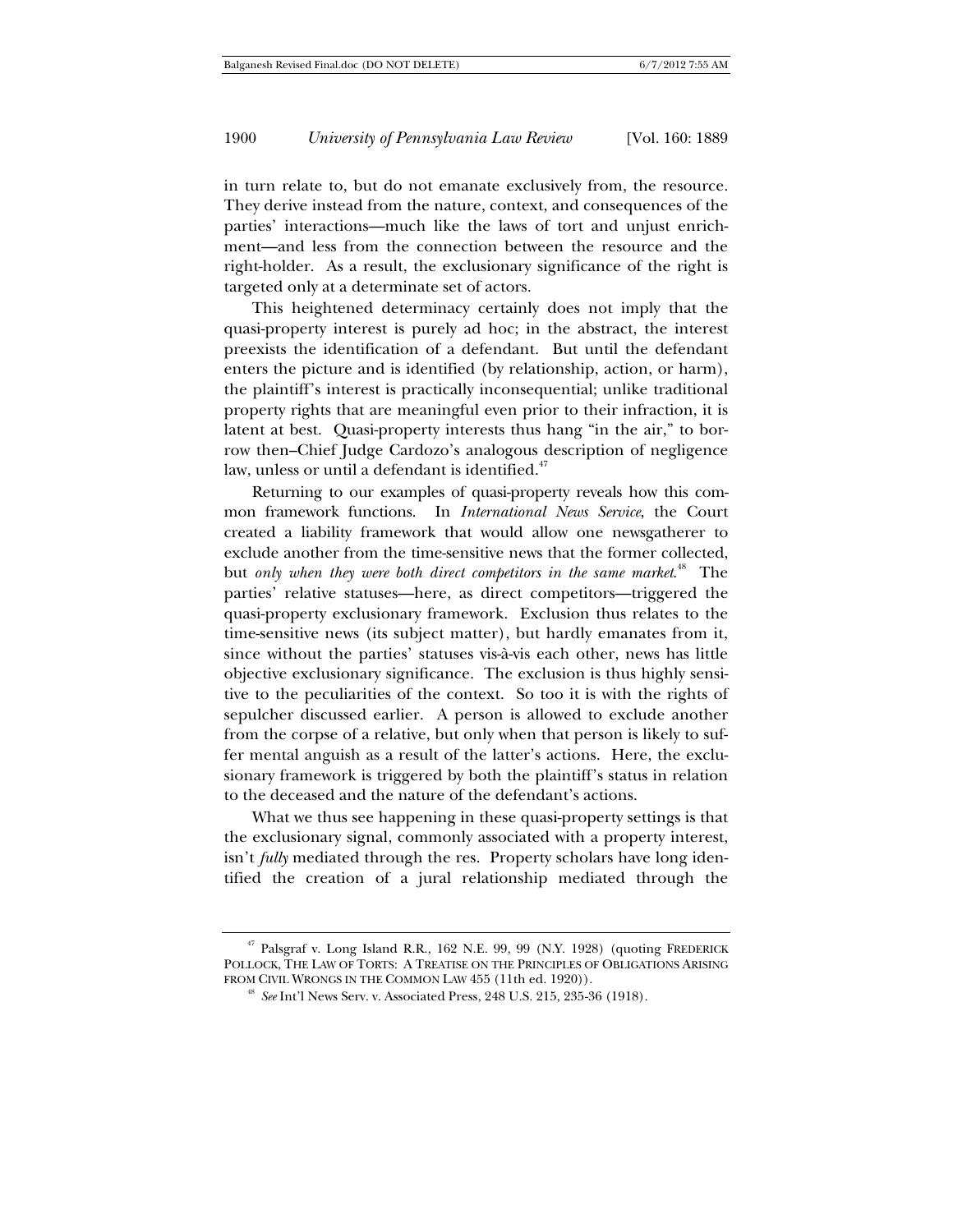in turn relate to, but do not emanate exclusively from, the resource. They derive instead from the nature, context, and consequences of the parties' interactions—much like the laws of tort and unjust enrichment—and less from the connection between the resource and the right-holder. As a result, the exclusionary significance of the right is targeted only at a determinate set of actors.

This heightened determinacy certainly does not imply that the quasi-property interest is purely ad hoc; in the abstract, the interest preexists the identification of a defendant. But until the defendant enters the picture and is identified (by relationship, action, or harm), the plaintiff's interest is practically inconsequential; unlike traditional property rights that are meaningful even prior to their infraction, it is latent at best. Quasi-property interests thus hang "in the air," to borrow then–Chief Judge Cardozo's analogous description of negligence law, unless or until a defendant is identified.[47]

Returning to our examples of quasi-property reveals how this common framework functions. In *International News Service*, the Court created a liability framework that would allow one newsgatherer to exclude another from the time-sensitive news that the former collected, but *only when they were both direct competitors in the same market*.[48] The parties' relative statuses—here, as direct competitors—triggered the quasi-property exclusionary framework. Exclusion thus relates to the time-sensitive news (its subject matter), but hardly emanates from it, since without the parties' statuses vis-à-vis each other, news has little objective exclusionary significance. The exclusion is thus highly sensitive to the peculiarities of the context. So too it is with the rights of sepulcher discussed earlier. A person is allowed to exclude another from the corpse of a relative, but only when that person is likely to suffer mental anguish as a result of the latter's actions. Here, the exclusionary framework is triggered by both the plaintiff's status in relation to the deceased and the nature of the defendant's actions.

What we thus see happening in these quasi-property settings is that the exclusionary signal, commonly associated with a property interest, isn't *fully* mediated through the res. Property scholars have long identified the creation of a jural relationship mediated through the

---

[47] Palsgraf v. Long Island R.R., 162 N.E. 99, 99 (N.Y. 1928) (quoting FREDERICK POLLOCK, THE LAW OF TORTS: A TREATISE ON THE PRINCIPLES OF OBLIGATIONS ARISING FROM CIVIL WRONGS IN THE COMMON LAW 455 (11th ed. 1920)).

[48] *See* Int'l News Serv. v. Associated Press, 248 U.S. 215, 235-36 (1918).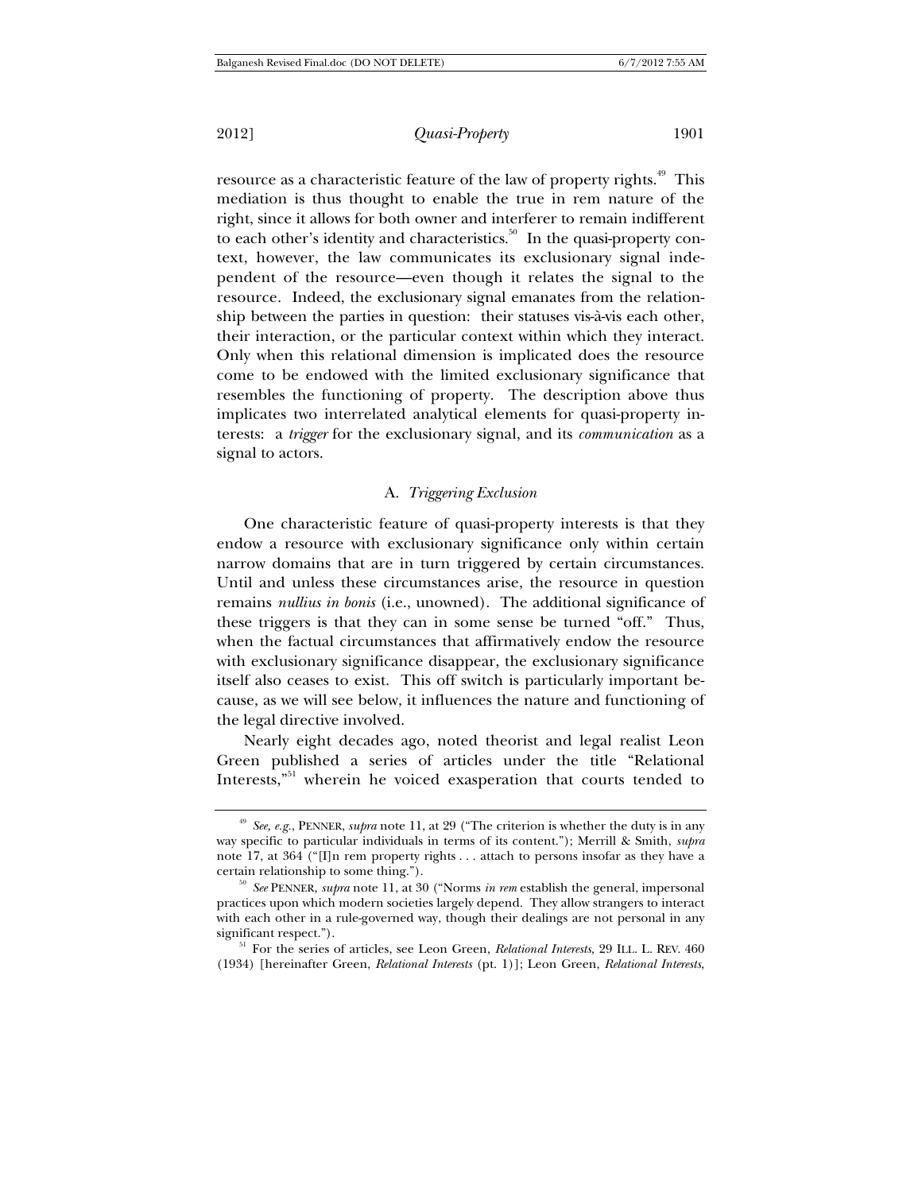resource as a characteristic feature of the law of property rights.[49] This mediation is thus thought to enable the true in rem nature of the right, since it allows for both owner and interferer to remain indifferent to each other's identity and characteristics.[50] In the quasi-property context, however, the law communicates its exclusionary signal independent of the resource—even though it relates the signal to the resource. Indeed, the exclusionary signal emanates from the relationship between the parties in question: their statuses vis-à-vis each other, their interaction, or the particular context within which they interact. Only when this relational dimension is implicated does the resource come to be endowed with the limited exclusionary significance that resembles the functioning of property. The description above thus implicates two interrelated analytical elements for quasi-property interests: a *trigger* for the exclusionary signal, and its *communication* as a signal to actors.

### A. *Triggering Exclusion*

One characteristic feature of quasi-property interests is that they endow a resource with exclusionary significance only within certain narrow domains that are in turn triggered by certain circumstances. Until and unless these circumstances arise, the resource in question remains *nullius in bonis* (i.e., unowned). The additional significance of these triggers is that they can in some sense be turned "off." Thus, when the factual circumstances that affirmatively endow the resource with exclusionary significance disappear, the exclusionary significance itself also ceases to exist. This off switch is particularly important because, as we will see below, it influences the nature and functioning of the legal directive involved.

Nearly eight decades ago, noted theorist and legal realist Leon Green published a series of articles under the title "Relational Interests,"[51] wherein he voiced exasperation that courts tended to

---

[49] *See, e.g.*, PENNER, *supra* note 11, at 29 ("The criterion is whether the duty is in any way specific to particular individuals in terms of its content."); Merrill & Smith, *supra* note 17, at 364 ("[I]n rem property rights . . . attach to persons insofar as they have a certain relationship to some thing.").

[50] *See* PENNER, *supra* note 11, at 30 ("Norms *in rem* establish the general, impersonal practices upon which modern societies largely depend. They allow strangers to interact with each other in a rule-governed way, though their dealings are not personal in any significant respect.").

[51] For the series of articles, see Leon Green, *Relational Interests*, 29 ILL. L. REV. 460 (1934) [hereinafter Green, *Relational Interests* (pt. 1)]; Leon Green, *Relational Interests*,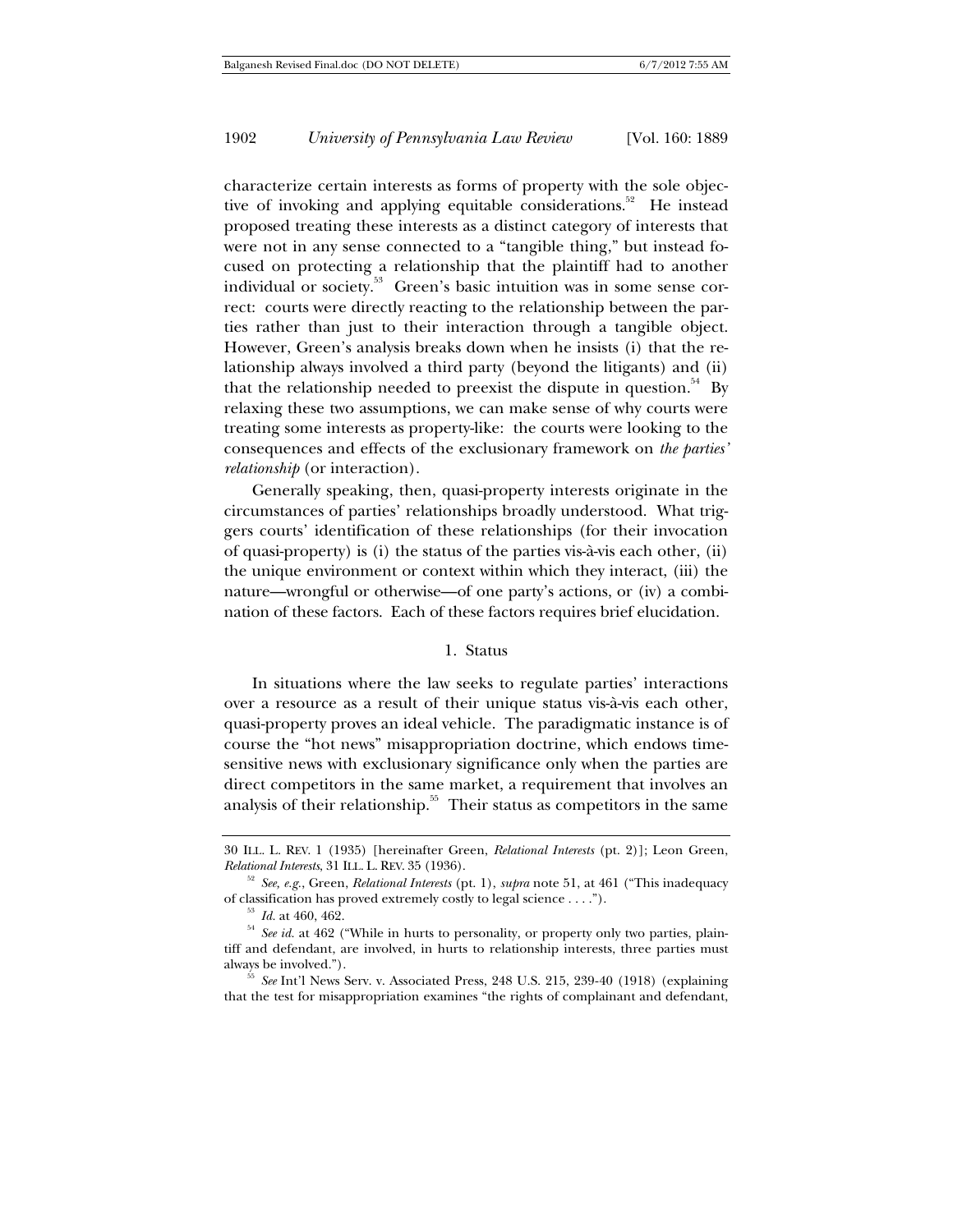characterize certain interests as forms of property with the sole objective of invoking and applying equitable considerations.[52] He instead proposed treating these interests as a distinct category of interests that were not in any sense connected to a "tangible thing," but instead focused on protecting a relationship that the plaintiff had to another individual or society.[53] Green's basic intuition was in some sense correct: courts were directly reacting to the relationship between the parties rather than just to their interaction through a tangible object. However, Green's analysis breaks down when he insists (i) that the relationship always involved a third party (beyond the litigants) and (ii) that the relationship needed to preexist the dispute in question.[54] By relaxing these two assumptions, we can make sense of why courts were treating some interests as property-like: the courts were looking to the consequences and effects of the exclusionary framework on *the parties' relationship* (or interaction).

Generally speaking, then, quasi-property interests originate in the circumstances of parties' relationships broadly understood. What triggers courts' identification of these relationships (for their invocation of quasi-property) is (i) the status of the parties vis-à-vis each other, (ii) the unique environment or context within which they interact, (iii) the nature—wrongful or otherwise—of one party's actions, or (iv) a combination of these factors. Each of these factors requires brief elucidation.

### 1. Status

In situations where the law seeks to regulate parties' interactions over a resource as a result of their unique status vis-à-vis each other, quasi-property proves an ideal vehicle. The paradigmatic instance is of course the "hot news" misappropriation doctrine, which endows time-sensitive news with exclusionary significance only when the parties are direct competitors in the same market, a requirement that involves an analysis of their relationship.[55] Their status as competitors in the same

---

30 ILL. L. REV. 1 (1935) [hereinafter Green, *Relational Interests* (pt. 2)]; Leon Green, *Relational Interests*, 31 ILL. L. REV. 35 (1936).

[52] *See, e.g.*, Green, *Relational Interests* (pt. 1), *supra* note 51, at 461 ("This inadequacy of classification has proved extremely costly to legal science . . . .").

[53] *Id.* at 460, 462.

[54] *See id.* at 462 ("While in hurts to personality, or property only two parties, plaintiff and defendant, are involved, in hurts to relationship interests, three parties must always be involved.").

[55] *See* Int'l News Serv. v. Associated Press, 248 U.S. 215, 239-40 (1918) (explaining that the test for misappropriation examines "the rights of complainant and defendant,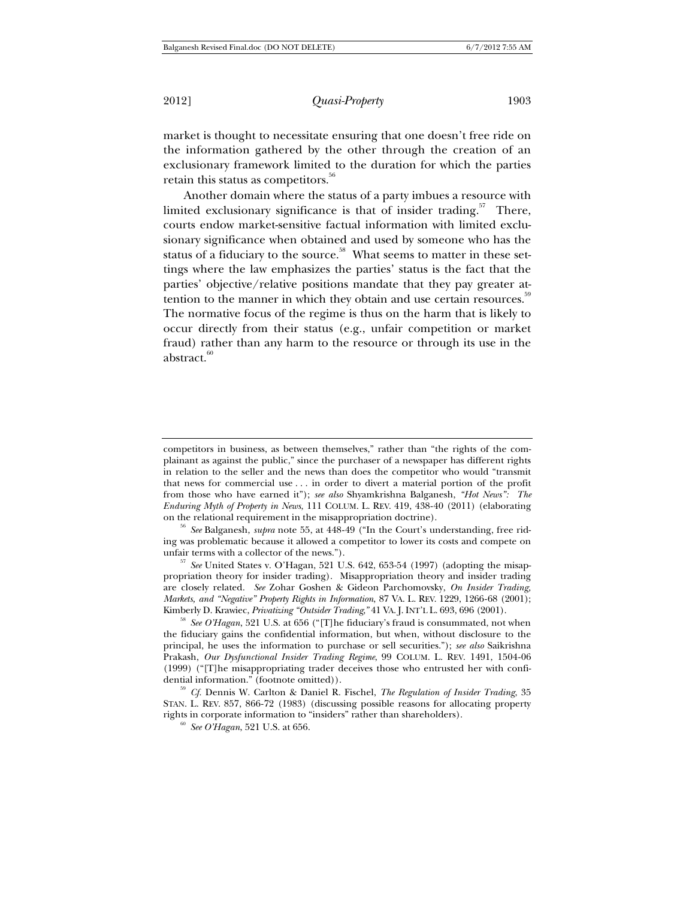market is thought to necessitate ensuring that one doesn't free ride on the information gathered by the other through the creation of an exclusionary framework limited to the duration for which the parties retain this status as competitors.[56]

Another domain where the status of a party imbues a resource with limited exclusionary significance is that of insider trading.[57] There, courts endow market-sensitive factual information with limited exclusionary significance when obtained and used by someone who has the status of a fiduciary to the source.[58] What seems to matter in these settings where the law emphasizes the parties' status is the fact that the parties' objective/relative positions mandate that they pay greater attention to the manner in which they obtain and use certain resources.[59] The normative focus of the regime is thus on the harm that is likely to occur directly from their status (e.g., unfair competition or market fraud) rather than any harm to the resource or through its use in the abstract.[60]

---

competitors in business, as between themselves," rather than "the rights of the complainant as against the public," since the purchaser of a newspaper has different rights in relation to the seller and the news than does the competitor who would "transmit that news for commercial use . . . in order to divert a material portion of the profit from those who have earned it"); *see also* Shyamkrishna Balganesh, *"Hot News": The Enduring Myth of Property in News*, 111 COLUM. L. REV. 419, 438-40 (2011) (elaborating on the relational requirement in the misappropriation doctrine).

[56] *See* Balganesh, *supra* note 55, at 448-49 ("In the Court's understanding, free riding was problematic because it allowed a competitor to lower its costs and compete on unfair terms with a collector of the news.").

[57] *See* United States v. O'Hagan, 521 U.S. 642, 653-54 (1997) (adopting the misappropriation theory for insider trading). Misappropriation theory and insider trading are closely related. *See* Zohar Goshen & Gideon Parchomovsky, *On Insider Trading, Markets, and "Negative" Property Rights in Information*, 87 VA. L. REV. 1229, 1266-68 (2001); Kimberly D. Krawiec, *Privatizing "Outsider Trading,"* 41 VA. J. INT'L L. 693, 696 (2001).

[58] *See O'Hagan*, 521 U.S. at 656 ("[T]he fiduciary's fraud is consummated, not when the fiduciary gains the confidential information, but when, without disclosure to the principal, he uses the information to purchase or sell securities."); *see also* Saikrishna Prakash, *Our Dysfunctional Insider Trading Regime*, 99 COLUM. L. REV. 1491, 1504-06 (1999) ("[T]he misappropriating trader deceives those who entrusted her with confidential information." (footnote omitted)).

[59] *Cf.* Dennis W. Carlton & Daniel R. Fischel, *The Regulation of Insider Trading*, 35 STAN. L. REV. 857, 866-72 (1983) (discussing possible reasons for allocating property rights in corporate information to "insiders" rather than shareholders).

[60] *See O'Hagan*, 521 U.S. at 656.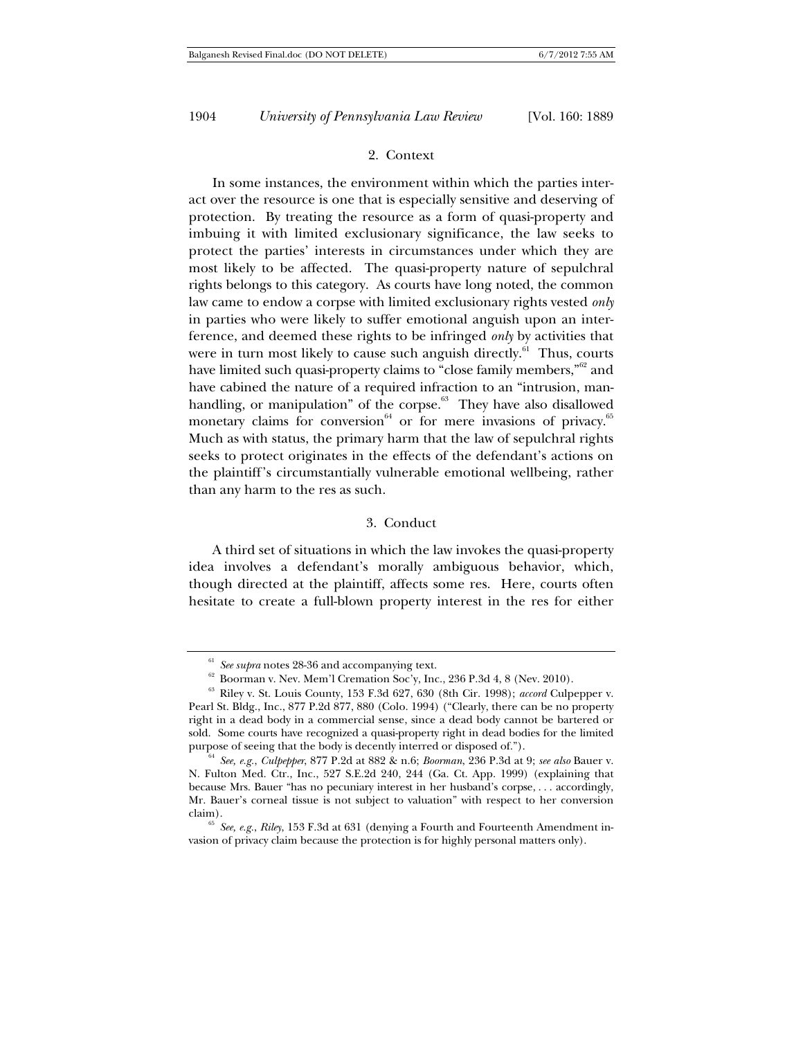### 2. Context

In some instances, the environment within which the parties interact over the resource is one that is especially sensitive and deserving of protection. By treating the resource as a form of quasi-property and imbuing it with limited exclusionary significance, the law seeks to protect the parties' interests in circumstances under which they are most likely to be affected. The quasi-property nature of sepulchral rights belongs to this category. As courts have long noted, the common law came to endow a corpse with limited exclusionary rights vested *only* in parties who were likely to suffer emotional anguish upon an interference, and deemed these rights to be infringed *only* by activities that were in turn most likely to cause such anguish directly.[61] Thus, courts have limited such quasi-property claims to "close family members,"[62] and have cabined the nature of a required infraction to an "intrusion, manhandling, or manipulation" of the corpse.[63] They have also disallowed monetary claims for conversion[64] or for mere invasions of privacy.[65] Much as with status, the primary harm that the law of sepulchral rights seeks to protect originates in the effects of the defendant's actions on the plaintiff's circumstantially vulnerable emotional wellbeing, rather than any harm to the res as such.

### 3. Conduct

A third set of situations in which the law invokes the quasi-property idea involves a defendant's morally ambiguous behavior, which, though directed at the plaintiff, affects some res. Here, courts often hesitate to create a full-blown property interest in the res for either

---

[61] *See supra* notes 28-36 and accompanying text.

[62] Boorman v. Nev. Mem'l Cremation Soc'y, Inc., 236 P.3d 4, 8 (Nev. 2010).

[63] Riley v. St. Louis County, 153 F.3d 627, 630 (8th Cir. 1998); *accord* Culpepper v. Pearl St. Bldg., Inc., 877 P.2d 877, 880 (Colo. 1994) ("Clearly, there can be no property right in a dead body in a commercial sense, since a dead body cannot be bartered or sold. Some courts have recognized a quasi-property right in dead bodies for the limited purpose of seeing that the body is decently interred or disposed of.").

[64] *See, e.g.*, *Culpepper*, 877 P.2d at 882 & n.6; *Boorman*, 236 P.3d at 9; *see also* Bauer v. N. Fulton Med. Ctr., Inc., 527 S.E.2d 240, 244 (Ga. Ct. App. 1999) (explaining that because Mrs. Bauer "has no pecuniary interest in her husband's corpse, . . . accordingly, Mr. Bauer's corneal tissue is not subject to valuation" with respect to her conversion claim).

[65] *See, e.g.*, *Riley*, 153 F.3d at 631 (denying a Fourth and Fourteenth Amendment invasion of privacy claim because the protection is for highly personal matters only).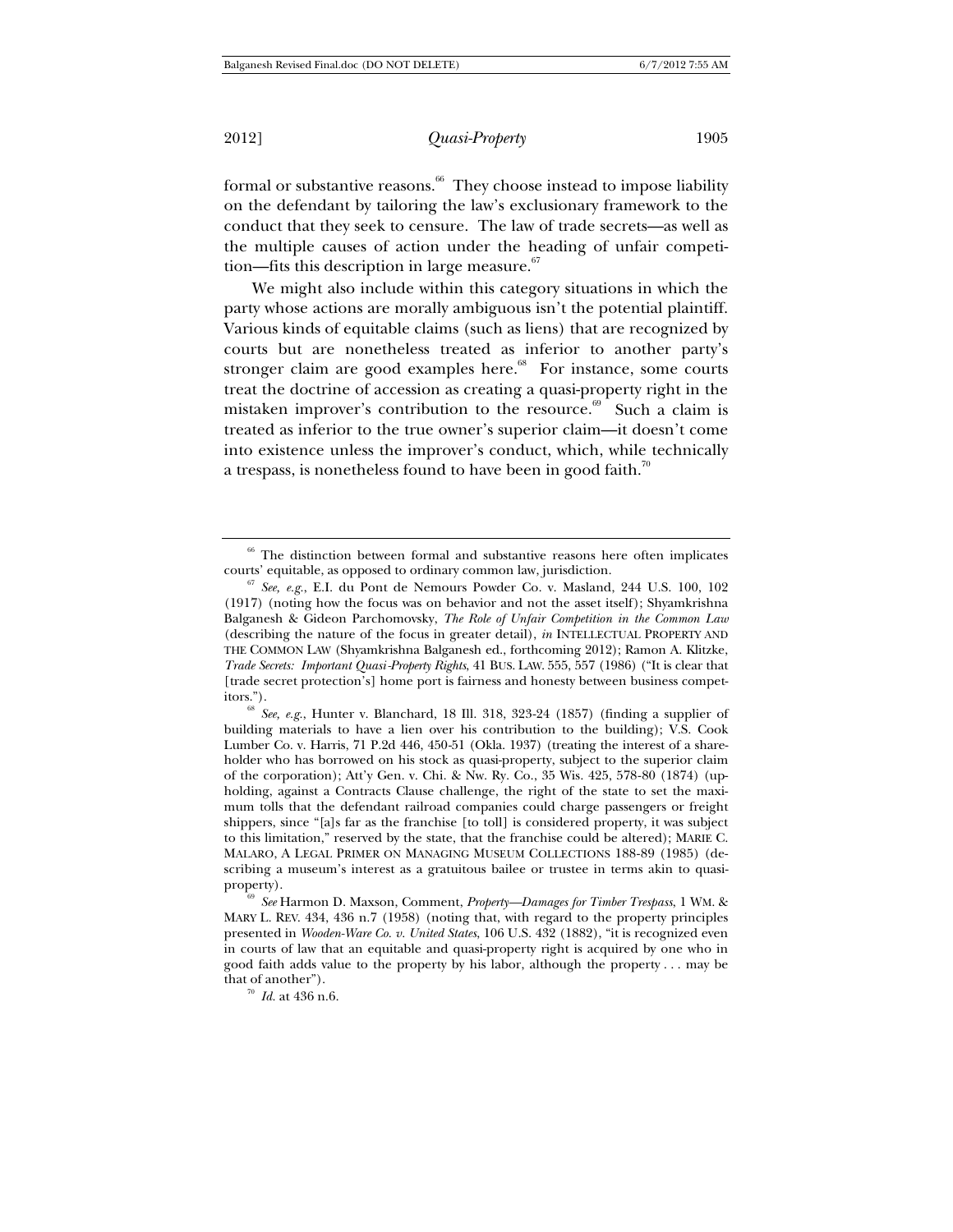formal or substantive reasons.[66] They choose instead to impose liability on the defendant by tailoring the law's exclusionary framework to the conduct that they seek to censure. The law of trade secrets—as well as the multiple causes of action under the heading of unfair competition—fits this description in large measure.[67]

We might also include within this category situations in which the party whose actions are morally ambiguous isn't the potential plaintiff. Various kinds of equitable claims (such as liens) that are recognized by courts but are nonetheless treated as inferior to another party's stronger claim are good examples here.[68] For instance, some courts treat the doctrine of accession as creating a quasi-property right in the mistaken improver's contribution to the resource.[69] Such a claim is treated as inferior to the true owner's superior claim—it doesn't come into existence unless the improver's conduct, which, while technically a trespass, is nonetheless found to have been in good faith.[70]

---

[66] The distinction between formal and substantive reasons here often implicates courts' equitable, as opposed to ordinary common law, jurisdiction.

[67] *See, e.g.*, E.I. du Pont de Nemours Powder Co. v. Masland, 244 U.S. 100, 102 (1917) (noting how the focus was on behavior and not the asset itself); Shyamkrishna Balganesh & Gideon Parchomovsky, *The Role of Unfair Competition in the Common Law* (describing the nature of the focus in greater detail), *in* INTELLECTUAL PROPERTY AND THE COMMON LAW (Shyamkrishna Balganesh ed., forthcoming 2012); Ramon A. Klitzke, *Trade Secrets: Important Quasi-Property Rights*, 41 BUS. LAW. 555, 557 (1986) ("It is clear that [trade secret protection's] home port is fairness and honesty between business competitors.").

[68] *See, e.g.*, Hunter v. Blanchard, 18 Ill. 318, 323-24 (1857) (finding a supplier of building materials to have a lien over his contribution to the building); V.S. Cook Lumber Co. v. Harris, 71 P.2d 446, 450-51 (Okla. 1937) (treating the interest of a shareholder who has borrowed on his stock as quasi-property, subject to the superior claim of the corporation); Att'y Gen. v. Chi. & Nw. Ry. Co., 35 Wis. 425, 578-80 (1874) (upholding, against a Contracts Clause challenge, the right of the state to set the maximum tolls that the defendant railroad companies could charge passengers or freight shippers, since "[a]s far as the franchise [to toll] is considered property, it was subject to this limitation," reserved by the state, that the franchise could be altered); MARIE C. MALARO, A LEGAL PRIMER ON MANAGING MUSEUM COLLECTIONS 188-89 (1985) (describing a museum's interest as a gratuitous bailee or trustee in terms akin to quasi-property).

[69] *See* Harmon D. Maxson, Comment, *Property—Damages for Timber Trespass*, 1 WM. & MARY L. REV. 434, 436 n.7 (1958) (noting that, with regard to the property principles presented in *Wooden-Ware Co. v. United States*, 106 U.S. 432 (1882), "it is recognized even in courts of law that an equitable and quasi-property right is acquired by one who in good faith adds value to the property by his labor, although the property . . . may be that of another").

[70] *Id.* at 436 n.6.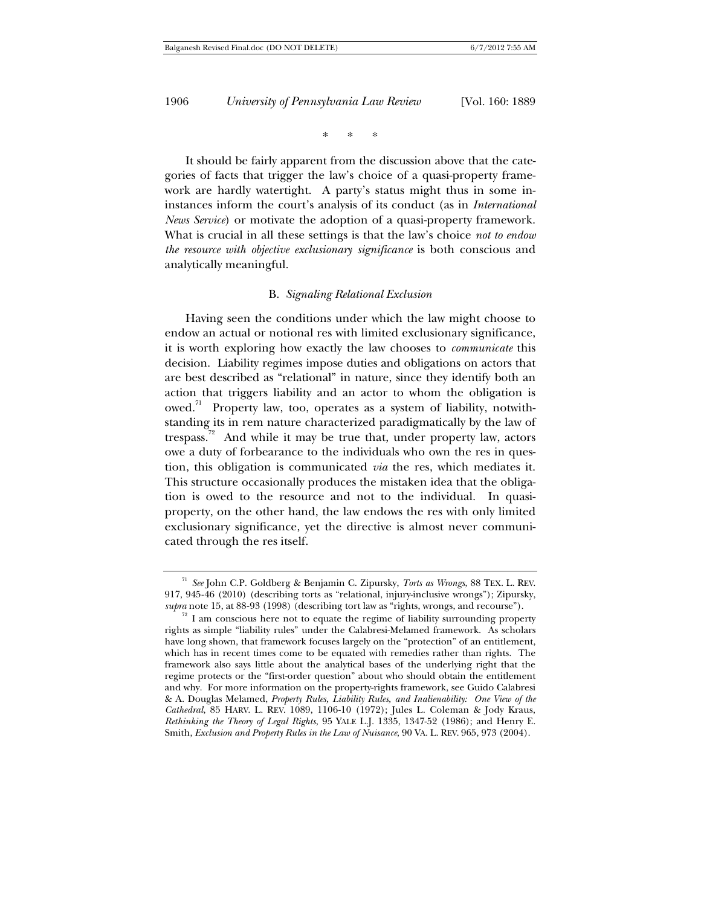\*     \*     \*

It should be fairly apparent from the discussion above that the categories of facts that trigger the law's choice of a quasi-property framework are hardly watertight. A party's status might thus in some instances inform the court's analysis of its conduct (as in *International News Service*) or motivate the adoption of a quasi-property framework. What is crucial in all these settings is that the law's choice *not to endow the resource with objective exclusionary significance* is both conscious and analytically meaningful.

### B. *Signaling Relational Exclusion*

Having seen the conditions under which the law might choose to endow an actual or notional res with limited exclusionary significance, it is worth exploring how exactly the law chooses to *communicate* this decision. Liability regimes impose duties and obligations on actors that are best described as "relational" in nature, since they identify both an action that triggers liability and an actor to whom the obligation is owed.[71] Property law, too, operates as a system of liability, notwithstanding its in rem nature characterized paradigmatically by the law of trespass.[72] And while it may be true that, under property law, actors owe a duty of forbearance to the individuals who own the res in question, this obligation is communicated *via* the res, which mediates it. This structure occasionally produces the mistaken idea that the obligation is owed to the resource and not to the individual. In quasi-property, on the other hand, the law endows the res with only limited exclusionary significance, yet the directive is almost never communicated through the res itself.

---

[71] *See* John C.P. Goldberg & Benjamin C. Zipursky, *Torts as Wrongs*, 88 TEX. L. REV. 917, 945-46 (2010) (describing torts as "relational, injury-inclusive wrongs"); Zipursky, *supra* note 15, at 88-93 (1998) (describing tort law as "rights, wrongs, and recourse").

[72] I am conscious here not to equate the regime of liability surrounding property rights as simple "liability rules" under the Calabresi-Melamed framework. As scholars have long shown, that framework focuses largely on the "protection" of an entitlement, which has in recent times come to be equated with remedies rather than rights. The framework also says little about the analytical bases of the underlying right that the regime protects or the "first-order question" about who should obtain the entitlement and why. For more information on the property-rights framework, see Guido Calabresi & A. Douglas Melamed, *Property Rules, Liability Rules, and Inalienability: One View of the Cathedral*, 85 HARV. L. REV. 1089, 1106-10 (1972); Jules L. Coleman & Jody Kraus, *Rethinking the Theory of Legal Rights*, 95 YALE L.J. 1335, 1347-52 (1986); and Henry E. Smith, *Exclusion and Property Rules in the Law of Nuisance*, 90 VA. L. REV. 965, 973 (2004).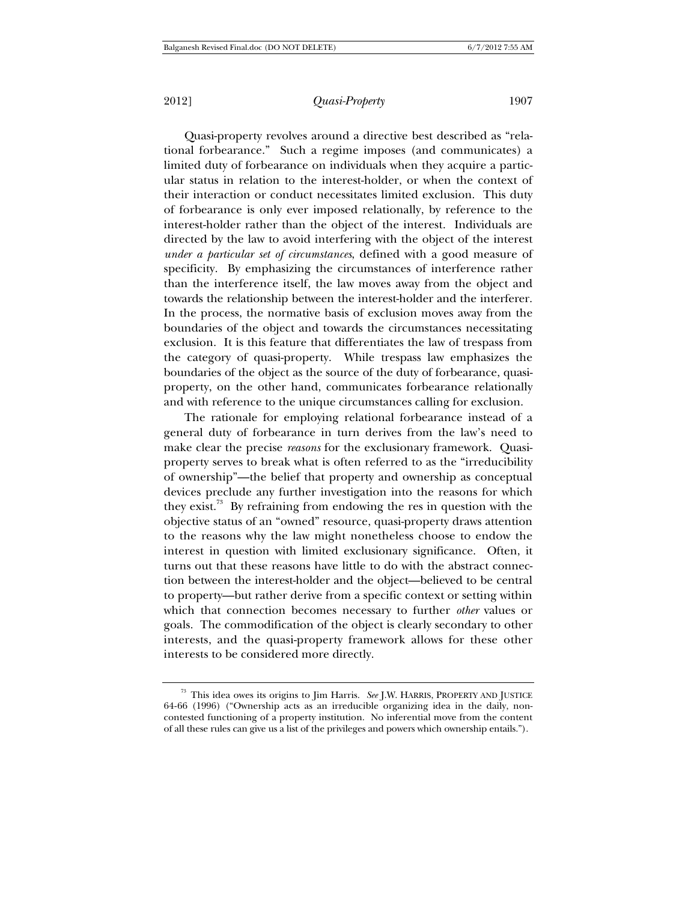Quasi-property revolves around a directive best described as "relational forbearance." Such a regime imposes (and communicates) a limited duty of forbearance on individuals when they acquire a particular status in relation to the interest-holder, or when the context of their interaction or conduct necessitates limited exclusion. This duty of forbearance is only ever imposed relationally, by reference to the interest-holder rather than the object of the interest. Individuals are directed by the law to avoid interfering with the object of the interest *under a particular set of circumstances*, defined with a good measure of specificity. By emphasizing the circumstances of interference rather than the interference itself, the law moves away from the object and towards the relationship between the interest-holder and the interferer. In the process, the normative basis of exclusion moves away from the boundaries of the object and towards the circumstances necessitating exclusion. It is this feature that differentiates the law of trespass from the category of quasi-property. While trespass law emphasizes the boundaries of the object as the source of the duty of forbearance, quasi-property, on the other hand, communicates forbearance relationally and with reference to the unique circumstances calling for exclusion.

The rationale for employing relational forbearance instead of a general duty of forbearance in turn derives from the law's need to make clear the precise *reasons* for the exclusionary framework. Quasi-property serves to break what is often referred to as the "irreducibility of ownership"—the belief that property and ownership as conceptual devices preclude any further investigation into the reasons for which they exist.[73] By refraining from endowing the res in question with the objective status of an "owned" resource, quasi-property draws attention to the reasons why the law might nonetheless choose to endow the interest in question with limited exclusionary significance. Often, it turns out that these reasons have little to do with the abstract connection between the interest-holder and the object—believed to be central to property—but rather derive from a specific context or setting within which that connection becomes necessary to further *other* values or goals. The commodification of the object is clearly secondary to other interests, and the quasi-property framework allows for these other interests to be considered more directly.

---

[73] This idea owes its origins to Jim Harris. *See* J.W. HARRIS, PROPERTY AND JUSTICE 64-66 (1996) ("Ownership acts as an irreducible organizing idea in the daily, non-contested functioning of a property institution. No inferential move from the content of all these rules can give us a list of the privileges and powers which ownership entails.").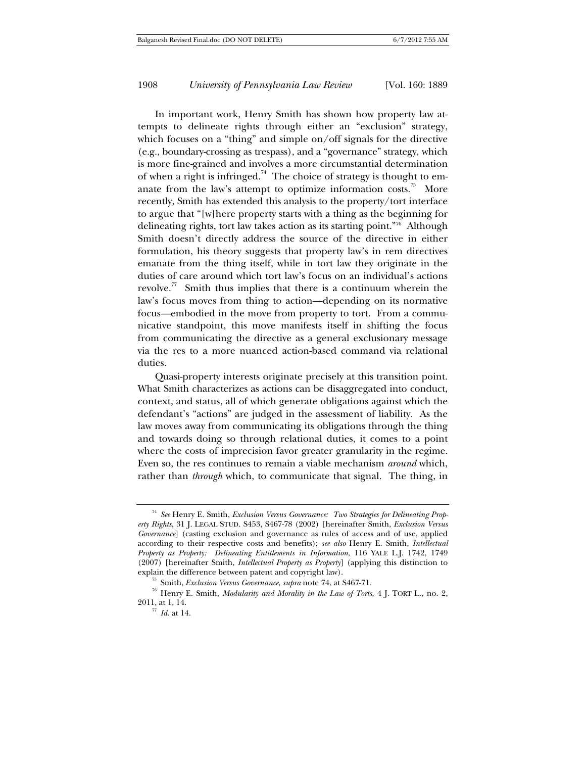In important work, Henry Smith has shown how property law attempts to delineate rights through either an "exclusion" strategy, which focuses on a "thing" and simple on/off signals for the directive (e.g., boundary-crossing as trespass), and a "governance" strategy, which is more fine-grained and involves a more circumstantial determination of when a right is infringed.[74] The choice of strategy is thought to emanate from the law's attempt to optimize information costs.[75] More recently, Smith has extended this analysis to the property/tort interface to argue that "[w]here property starts with a thing as the beginning for delineating rights, tort law takes action as its starting point."[76] Although Smith doesn't directly address the source of the directive in either formulation, his theory suggests that property law's in rem directives emanate from the thing itself, while in tort law they originate in the duties of care around which tort law's focus on an individual's actions revolve.[77] Smith thus implies that there is a continuum wherein the law's focus moves from thing to action—depending on its normative focus—embodied in the move from property to tort. From a communicative standpoint, this move manifests itself in shifting the focus from communicating the directive as a general exclusionary message via the res to a more nuanced action-based command via relational duties.

Quasi-property interests originate precisely at this transition point. What Smith characterizes as actions can be disaggregated into conduct, context, and status, all of which generate obligations against which the defendant's "actions" are judged in the assessment of liability. As the law moves away from communicating its obligations through the thing and towards doing so through relational duties, it comes to a point where the costs of imprecision favor greater granularity in the regime. Even so, the res continues to remain a viable mechanism *around* which, rather than *through* which, to communicate that signal. The thing, in

---

[74] *See* Henry E. Smith, *Exclusion Versus Governance: Two Strategies for Delineating Property Rights*, 31 J. LEGAL STUD. S453, S467-78 (2002) [hereinafter Smith, *Exclusion Versus Governance*] (casting exclusion and governance as rules of access and of use, applied according to their respective costs and benefits); *see also* Henry E. Smith, *Intellectual Property as Property: Delineating Entitlements in Information*, 116 YALE L.J. 1742, 1749 (2007) [hereinafter Smith, *Intellectual Property as Property*] (applying this distinction to explain the difference between patent and copyright law).

[75] Smith, *Exclusion Versus Governance*, *supra* note 74, at S467-71.

[76] Henry E. Smith, *Modularity and Morality in the Law of Torts*, 4 J. TORT L., no. 2, 2011, at 1, 14.

[77] *Id.* at 14.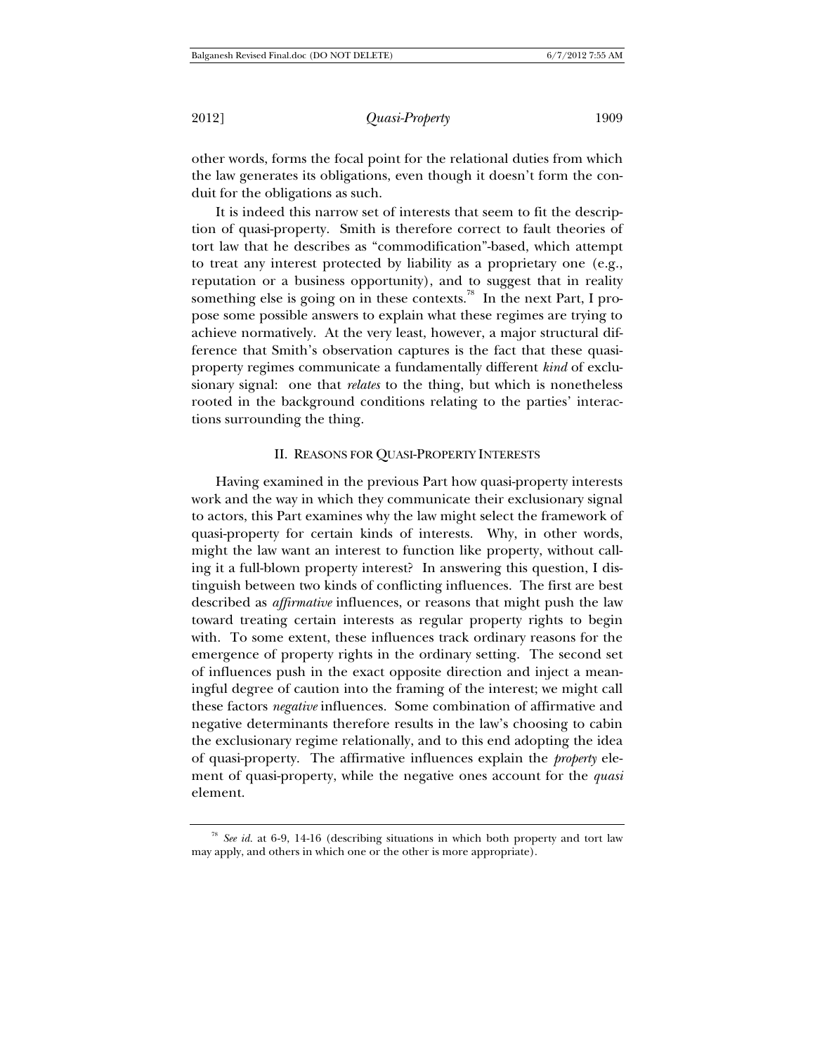other words, forms the focal point for the relational duties from which the law generates its obligations, even though it doesn't form the conduit for the obligations as such.

It is indeed this narrow set of interests that seem to fit the description of quasi-property. Smith is therefore correct to fault theories of tort law that he describes as "commodification"-based, which attempt to treat any interest protected by liability as a proprietary one (e.g., reputation or a business opportunity), and to suggest that in reality something else is going on in these contexts.[78] In the next Part, I propose some possible answers to explain what these regimes are trying to achieve normatively. At the very least, however, a major structural difference that Smith's observation captures is the fact that these quasi-property regimes communicate a fundamentally different *kind* of exclusionary signal: one that *relates* to the thing, but which is nonetheless rooted in the background conditions relating to the parties' interactions surrounding the thing.

## II. REASONS FOR QUASI-PROPERTY INTERESTS

Having examined in the previous Part how quasi-property interests work and the way in which they communicate their exclusionary signal to actors, this Part examines why the law might select the framework of quasi-property for certain kinds of interests. Why, in other words, might the law want an interest to function like property, without calling it a full-blown property interest? In answering this question, I distinguish between two kinds of conflicting influences. The first are best described as *affirmative* influences, or reasons that might push the law toward treating certain interests as regular property rights to begin with. To some extent, these influences track ordinary reasons for the emergence of property rights in the ordinary setting. The second set of influences push in the exact opposite direction and inject a meaningful degree of caution into the framing of the interest; we might call these factors *negative* influences. Some combination of affirmative and negative determinants therefore results in the law's choosing to cabin the exclusionary regime relationally, and to this end adopting the idea of quasi-property. The affirmative influences explain the *property* element of quasi-property, while the negative ones account for the *quasi* element.

---

[78] *See id.* at 6-9, 14-16 (describing situations in which both property and tort law may apply, and others in which one or the other is more appropriate).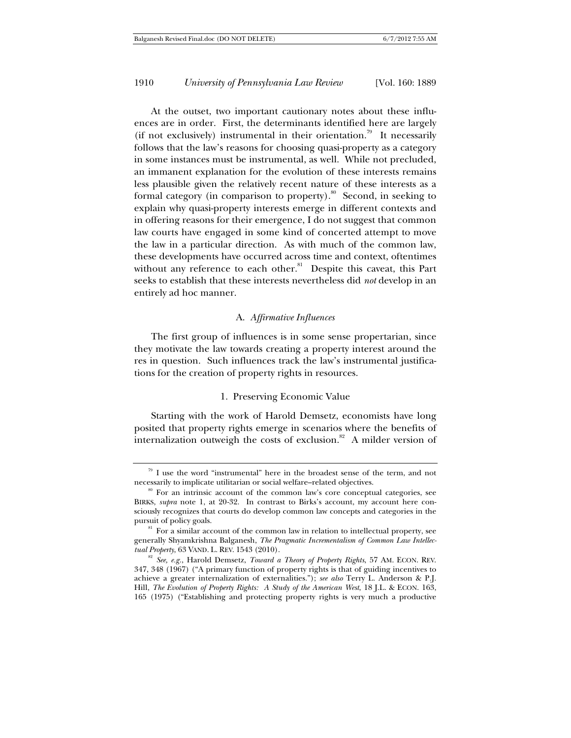At the outset, two important cautionary notes about these influences are in order. First, the determinants identified here are largely (if not exclusively) instrumental in their orientation.[79] It necessarily follows that the law's reasons for choosing quasi-property as a category in some instances must be instrumental, as well. While not precluded, an immanent explanation for the evolution of these interests remains less plausible given the relatively recent nature of these interests as a formal category (in comparison to property).[80] Second, in seeking to explain why quasi-property interests emerge in different contexts and in offering reasons for their emergence, I do not suggest that common law courts have engaged in some kind of concerted attempt to move the law in a particular direction. As with much of the common law, these developments have occurred across time and context, oftentimes without any reference to each other.[81] Despite this caveat, this Part seeks to establish that these interests nevertheless did *not* develop in an entirely ad hoc manner.

### A. *Affirmative Influences*

The first group of influences is in some sense propertarian, since they motivate the law towards creating a property interest around the res in question. Such influences track the law's instrumental justifications for the creation of property rights in resources.

#### 1. Preserving Economic Value

Starting with the work of Harold Demsetz, economists have long posited that property rights emerge in scenarios where the benefits of internalization outweigh the costs of exclusion.[82] A milder version of

---

[79] I use the word "instrumental" here in the broadest sense of the term, and not necessarily to implicate utilitarian or social welfare–related objectives.

[80] For an intrinsic account of the common law's core conceptual categories, see BIRKS, *supra* note 1, at 20-32. In contrast to Birks's account, my account here consciously recognizes that courts do develop common law concepts and categories in the pursuit of policy goals.

[81] For a similar account of the common law in relation to intellectual property, see generally Shyamkrishna Balganesh, *The Pragmatic Incrementalism of Common Law Intellectual Property*, 63 VAND. L. REV. 1543 (2010).

[82] *See, e.g.*, Harold Demsetz, *Toward a Theory of Property Rights*, 57 AM. ECON. REV. 347, 348 (1967) ("A primary function of property rights is that of guiding incentives to achieve a greater internalization of externalities."); *see also* Terry L. Anderson & P.J. Hill, *The Evolution of Property Rights: A Study of the American West*, 18 J.L. & ECON. 163, 165 (1975) ("Establishing and protecting property rights is very much a productive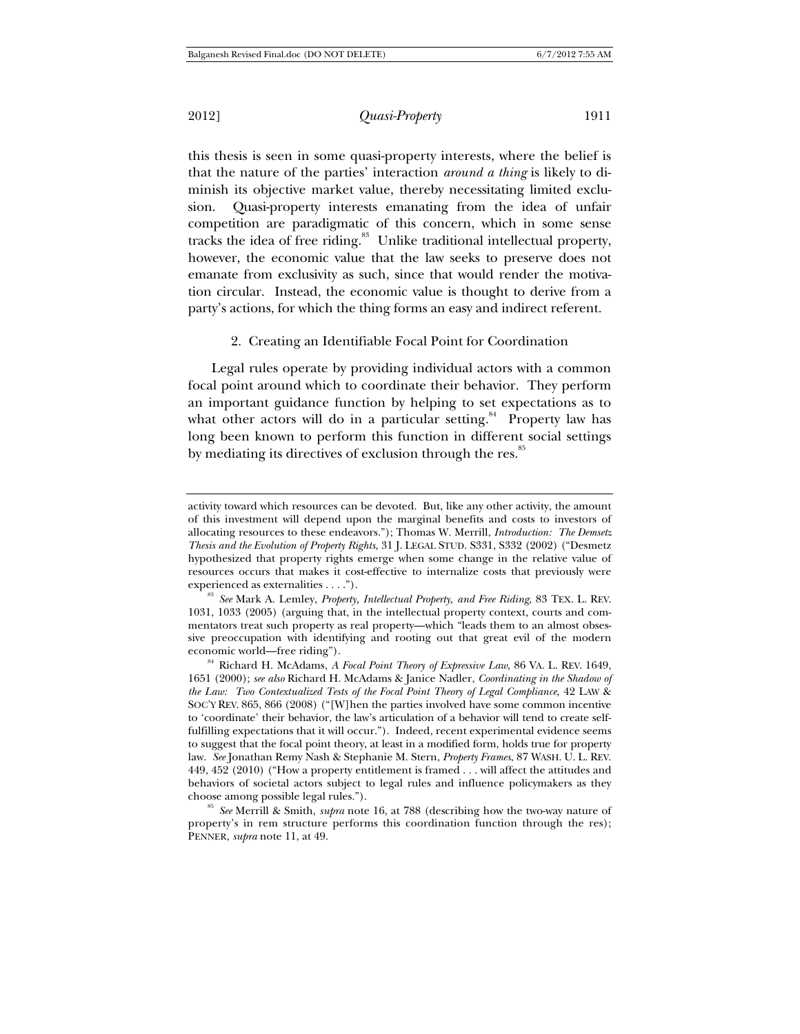this thesis is seen in some quasi-property interests, where the belief is that the nature of the parties' interaction *around a thing* is likely to diminish its objective market value, thereby necessitating limited exclusion. Quasi-property interests emanating from the idea of unfair competition are paradigmatic of this concern, which in some sense tracks the idea of free riding.[83] Unlike traditional intellectual property, however, the economic value that the law seeks to preserve does not emanate from exclusivity as such, since that would render the motivation circular. Instead, the economic value is thought to derive from a party's actions, for which the thing forms an easy and indirect referent.

### 2. Creating an Identifiable Focal Point for Coordination

Legal rules operate by providing individual actors with a common focal point around which to coordinate their behavior. They perform an important guidance function by helping to set expectations as to what other actors will do in a particular setting.[84] Property law has long been known to perform this function in different social settings by mediating its directives of exclusion through the res.[85]

---

activity toward which resources can be devoted. But, like any other activity, the amount of this investment will depend upon the marginal benefits and costs to investors of allocating resources to these endeavors."); Thomas W. Merrill, *Introduction: The Demsetz Thesis and the Evolution of Property Rights*, 31 J. LEGAL STUD. S331, S332 (2002) ("Desmetz hypothesized that property rights emerge when some change in the relative value of resources occurs that makes it cost-effective to internalize costs that previously were experienced as externalities . . . .").

[83] *See* Mark A. Lemley, *Property, Intellectual Property, and Free Riding*, 83 TEX. L. REV. 1031, 1033 (2005) (arguing that, in the intellectual property context, courts and commentators treat such property as real property—which "leads them to an almost obsessive preoccupation with identifying and rooting out that great evil of the modern economic world—free riding").

[84] Richard H. McAdams, *A Focal Point Theory of Expressive Law*, 86 VA. L. REV. 1649, 1651 (2000); *see also* Richard H. McAdams & Janice Nadler, *Coordinating in the Shadow of the Law: Two Contextualized Tests of the Focal Point Theory of Legal Compliance*, 42 LAW & SOC'Y REV. 865, 866 (2008) ("[W]hen the parties involved have some common incentive to 'coordinate' their behavior, the law's articulation of a behavior will tend to create self-fulfilling expectations that it will occur."). Indeed, recent experimental evidence seems to suggest that the focal point theory, at least in a modified form, holds true for property law. *See* Jonathan Remy Nash & Stephanie M. Stern, *Property Frames*, 87 WASH. U. L. REV. 449, 452 (2010) ("How a property entitlement is framed . . . will affect the attitudes and behaviors of societal actors subject to legal rules and influence policymakers as they choose among possible legal rules.").

[85] *See* Merrill & Smith, *supra* note 16, at 788 (describing how the two-way nature of property's in rem structure performs this coordination function through the res); PENNER, *supra* note 11, at 49.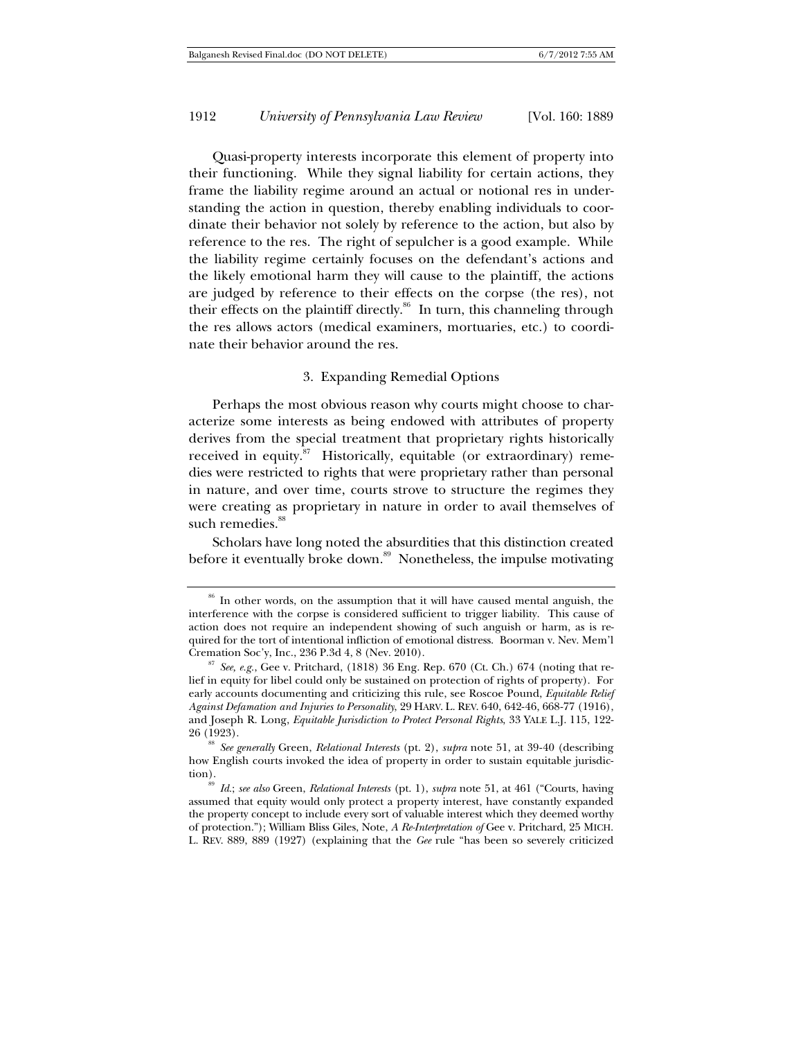Quasi-property interests incorporate this element of property into their functioning. While they signal liability for certain actions, they frame the liability regime around an actual or notional res in understanding the action in question, thereby enabling individuals to coordinate their behavior not solely by reference to the action, but also by reference to the res. The right of sepulcher is a good example. While the liability regime certainly focuses on the defendant's actions and the likely emotional harm they will cause to the plaintiff, the actions are judged by reference to their effects on the corpse (the res), not their effects on the plaintiff directly.[86] In turn, this channeling through the res allows actors (medical examiners, mortuaries, etc.) to coordinate their behavior around the res.

### 3. Expanding Remedial Options

Perhaps the most obvious reason why courts might choose to characterize some interests as being endowed with attributes of property derives from the special treatment that proprietary rights historically received in equity.[87] Historically, equitable (or extraordinary) remedies were restricted to rights that were proprietary rather than personal in nature, and over time, courts strove to structure the regimes they were creating as proprietary in nature in order to avail themselves of such remedies.[88]

Scholars have long noted the absurdities that this distinction created before it eventually broke down.[89] Nonetheless, the impulse motivating

---

[86] In other words, on the assumption that it will have caused mental anguish, the interference with the corpse is considered sufficient to trigger liability. This cause of action does not require an independent showing of such anguish or harm, as is required for the tort of intentional infliction of emotional distress. Boorman v. Nev. Mem'l Cremation Soc'y, Inc., 236 P.3d 4, 8 (Nev. 2010).

[87] *See, e.g.*, Gee v. Pritchard, (1818) 36 Eng. Rep. 670 (Ct. Ch.) 674 (noting that relief in equity for libel could only be sustained on protection of rights of property). For early accounts documenting and criticizing this rule, see Roscoe Pound, *Equitable Relief Against Defamation and Injuries to Personality*, 29 HARV. L. REV. 640, 642-46, 668-77 (1916), and Joseph R. Long, *Equitable Jurisdiction to Protect Personal Rights*, 33 YALE L.J. 115, 122-26 (1923).

[88] *See generally* Green, *Relational Interests* (pt. 2), *supra* note 51, at 39-40 (describing how English courts invoked the idea of property in order to sustain equitable jurisdiction).

[89] *Id.*; *see also* Green, *Relational Interests* (pt. 1), *supra* note 51, at 461 ("Courts, having assumed that equity would only protect a property interest, have constantly expanded the property concept to include every sort of valuable interest which they deemed worthy of protection."); William Bliss Giles, Note, *A Re-Interpretation of* Gee v. Pritchard, 25 MICH. L. REV. 889, 889 (1927) (explaining that the *Gee* rule "has been so severely criticized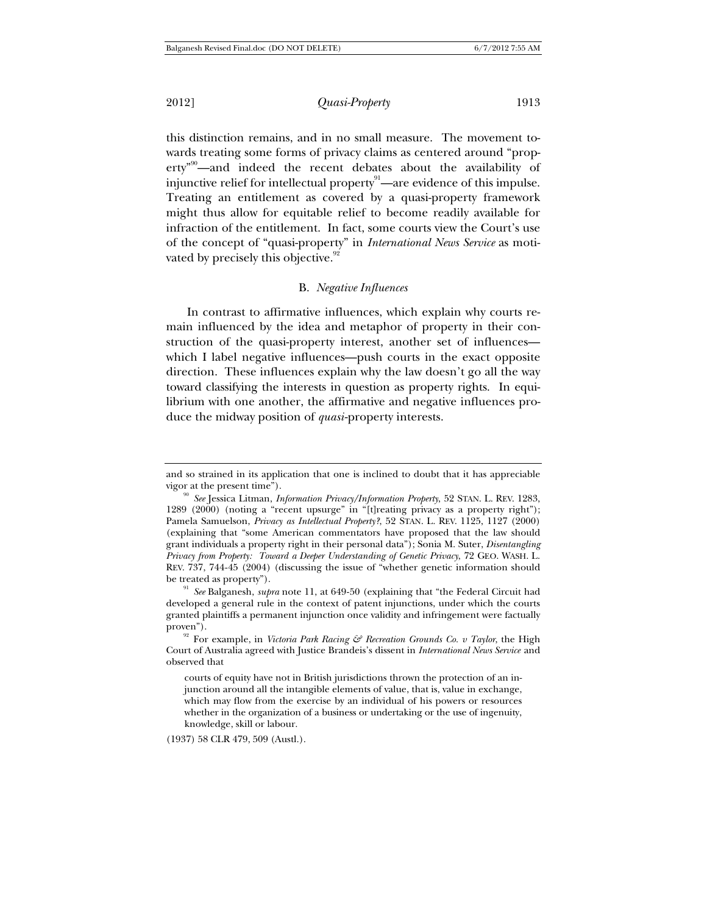this distinction remains, and in no small measure. The movement towards treating some forms of privacy claims as centered around "property"[90]—and indeed the recent debates about the availability of injunctive relief for intellectual property[91]—are evidence of this impulse. Treating an entitlement as covered by a quasi-property framework might thus allow for equitable relief to become readily available for infraction of the entitlement. In fact, some courts view the Court's use of the concept of "quasi-property" in *International News Service* as motivated by precisely this objective.[92]

### B. *Negative Influences*

In contrast to affirmative influences, which explain why courts remain influenced by the idea and metaphor of property in their construction of the quasi-property interest, another set of influences—which I label negative influences—push courts in the exact opposite direction. These influences explain why the law doesn't go all the way toward classifying the interests in question as property rights. In equilibrium with one another, the affirmative and negative influences produce the midway position of *quasi*-property interests.

---

and so strained in its application that one is inclined to doubt that it has appreciable vigor at the present time").

[90] *See* Jessica Litman, *Information Privacy/Information Property*, 52 STAN. L. REV. 1283, 1289 (2000) (noting a "recent upsurge" in "[t]reating privacy as a property right"); Pamela Samuelson, *Privacy as Intellectual Property?*, 52 STAN. L. REV. 1125, 1127 (2000) (explaining that "some American commentators have proposed that the law should grant individuals a property right in their personal data"); Sonia M. Suter, *Disentangling Privacy from Property: Toward a Deeper Understanding of Genetic Privacy*, 72 GEO. WASH. L. REV. 737, 744-45 (2004) (discussing the issue of "whether genetic information should be treated as property").

[91] *See* Balganesh, *supra* note 11, at 649-50 (explaining that "the Federal Circuit had developed a general rule in the context of patent injunctions, under which the courts granted plaintiffs a permanent injunction once validity and infringement were factually proven").

[92] For example, in *Victoria Park Racing & Recreation Grounds Co. v Taylor*, the High Court of Australia agreed with Justice Brandeis's dissent in *International News Service* and observed that

> courts of equity have not in British jurisdictions thrown the protection of an injunction around all the intangible elements of value, that is, value in exchange, which may flow from the exercise by an individual of his powers or resources whether in the organization of a business or undertaking or the use of ingenuity, knowledge, skill or labour.

(1937) 58 CLR 479, 509 (Austl.).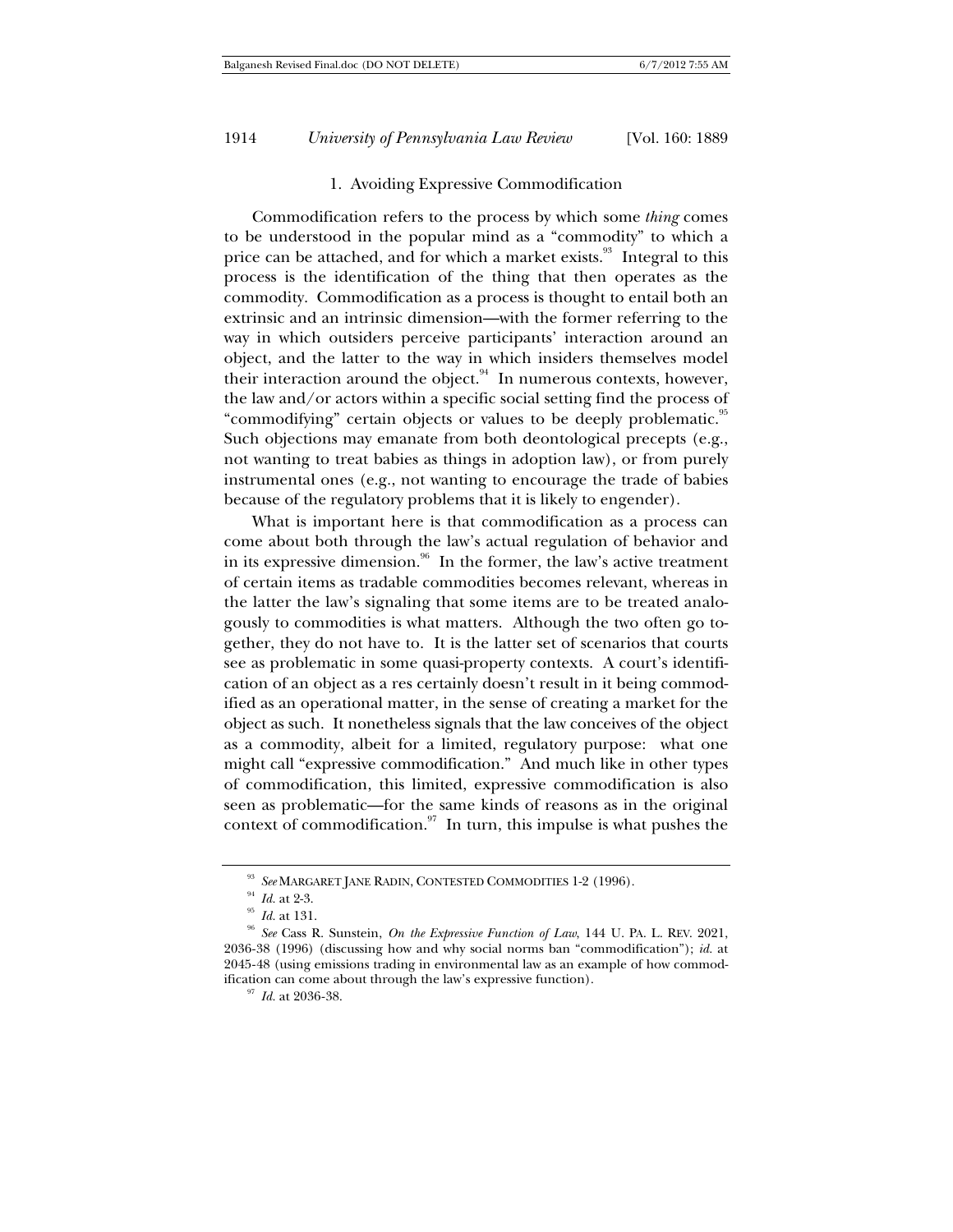### 1. Avoiding Expressive Commodification

Commodification refers to the process by which some *thing* comes to be understood in the popular mind as a "commodity" to which a price can be attached, and for which a market exists.[93] Integral to this process is the identification of the thing that then operates as the commodity. Commodification as a process is thought to entail both an extrinsic and an intrinsic dimension—with the former referring to the way in which outsiders perceive participants' interaction around an object, and the latter to the way in which insiders themselves model their interaction around the object.[94] In numerous contexts, however, the law and/or actors within a specific social setting find the process of "commodifying" certain objects or values to be deeply problematic.[95] Such objections may emanate from both deontological precepts (e.g., not wanting to treat babies as things in adoption law), or from purely instrumental ones (e.g., not wanting to encourage the trade of babies because of the regulatory problems that it is likely to engender).

What is important here is that commodification as a process can come about both through the law's actual regulation of behavior and in its expressive dimension.[96] In the former, the law's active treatment of certain items as tradable commodities becomes relevant, whereas in the latter the law's signaling that some items are to be treated analogously to commodities is what matters. Although the two often go together, they do not have to. It is the latter set of scenarios that courts see as problematic in some quasi-property contexts. A court's identification of an object as a res certainly doesn't result in it being commodified as an operational matter, in the sense of creating a market for the object as such. It nonetheless signals that the law conceives of the object as a commodity, albeit for a limited, regulatory purpose: what one might call "expressive commodification." And much like in other types of commodification, this limited, expressive commodification is also seen as problematic—for the same kinds of reasons as in the original context of commodification.[97] In turn, this impulse is what pushes the

---

[93] *See* MARGARET JANE RADIN, CONTESTED COMMODITIES 1-2 (1996).

[94] *Id.* at 2-3.

[95] *Id.* at 131.

[96] *See* Cass R. Sunstein, *On the Expressive Function of Law*, 144 U. PA. L. REV. 2021, 2036-38 (1996) (discussing how and why social norms ban "commodification"); *id.* at 2045-48 (using emissions trading in environmental law as an example of how commodification can come about through the law's expressive function).

[97] *Id.* at 2036-38.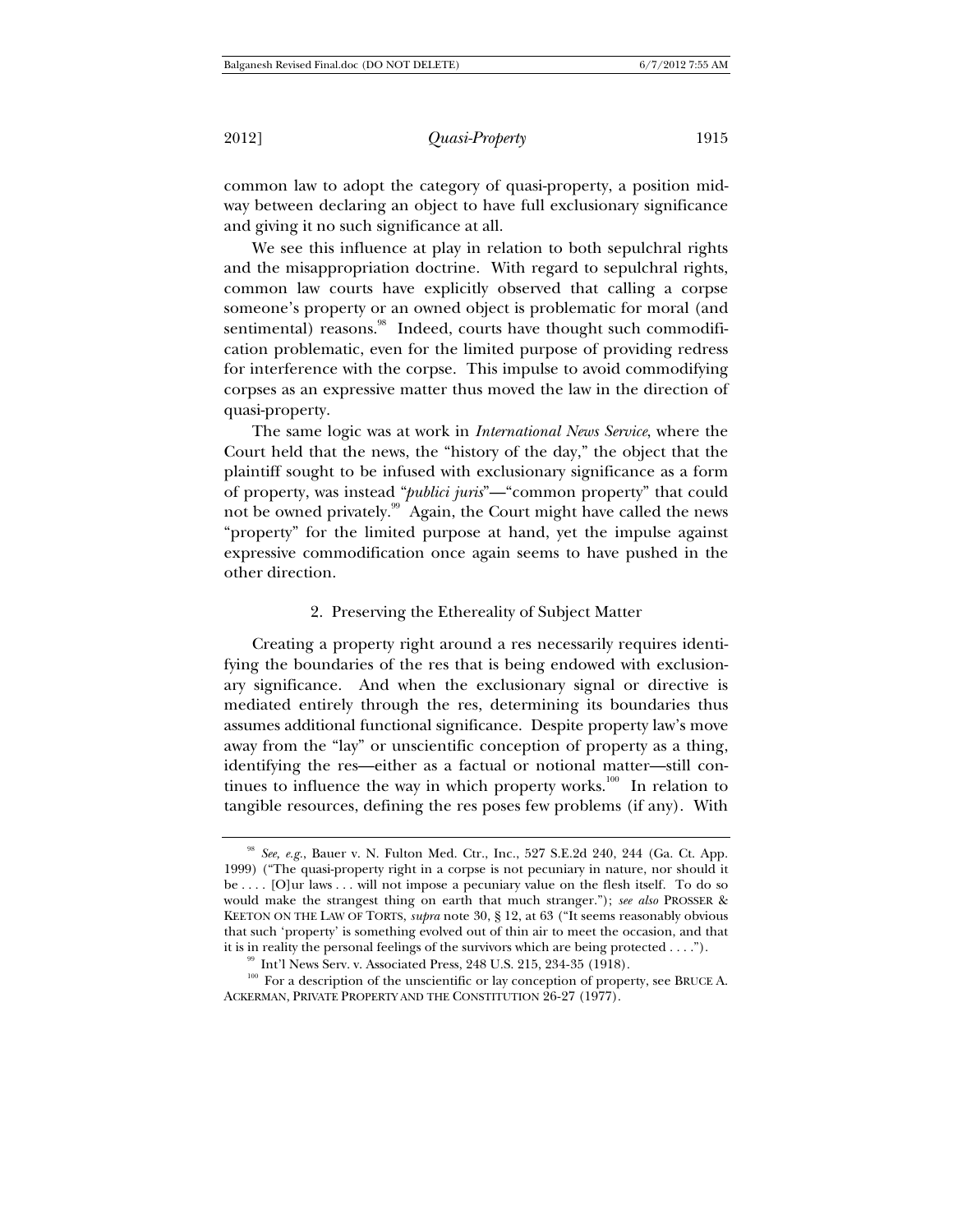common law to adopt the category of quasi-property, a position midway between declaring an object to have full exclusionary significance and giving it no such significance at all.

We see this influence at play in relation to both sepulchral rights and the misappropriation doctrine. With regard to sepulchral rights, common law courts have explicitly observed that calling a corpse someone's property or an owned object is problematic for moral (and sentimental) reasons.[98] Indeed, courts have thought such commodification problematic, even for the limited purpose of providing redress for interference with the corpse. This impulse to avoid commodifying corpses as an expressive matter thus moved the law in the direction of quasi-property.

The same logic was at work in *International News Service*, where the Court held that the news, the "history of the day," the object that the plaintiff sought to be infused with exclusionary significance as a form of property, was instead "*publici juris*"—"common property" that could not be owned privately.[99] Again, the Court might have called the news "property" for the limited purpose at hand, yet the impulse against expressive commodification once again seems to have pushed in the other direction.

### 2. Preserving the Ethereality of Subject Matter

Creating a property right around a res necessarily requires identifying the boundaries of the res that is being endowed with exclusionary significance. And when the exclusionary signal or directive is mediated entirely through the res, determining its boundaries thus assumes additional functional significance. Despite property law's move away from the "lay" or unscientific conception of property as a thing, identifying the res—either as a factual or notional matter—still continues to influence the way in which property works.[100] In relation to tangible resources, defining the res poses few problems (if any). With

---

[98] *See, e.g.*, Bauer v. N. Fulton Med. Ctr., Inc., 527 S.E.2d 240, 244 (Ga. Ct. App. 1999) ("The quasi-property right in a corpse is not pecuniary in nature, nor should it be . . . . [O]ur laws . . . will not impose a pecuniary value on the flesh itself. To do so would make the strangest thing on earth that much stranger."); *see also* PROSSER & KEETON ON THE LAW OF TORTS, *supra* note 30, § 12, at 63 ("It seems reasonably obvious that such 'property' is something evolved out of thin air to meet the occasion, and that it is in reality the personal feelings of the survivors which are being protected . . . .").

[99] Int'l News Serv. v. Associated Press, 248 U.S. 215, 234-35 (1918).

[100] For a description of the unscientific or lay conception of property, see BRUCE A. ACKERMAN, PRIVATE PROPERTY AND THE CONSTITUTION 26-27 (1977).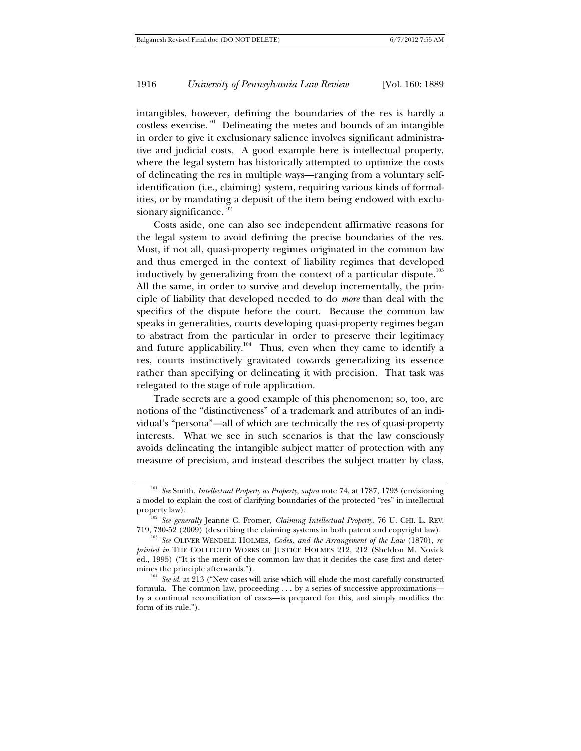intangibles, however, defining the boundaries of the res is hardly a costless exercise.[101] Delineating the metes and bounds of an intangible in order to give it exclusionary salience involves significant administrative and judicial costs. A good example here is intellectual property, where the legal system has historically attempted to optimize the costs of delineating the res in multiple ways—ranging from a voluntary self-identification (i.e., claiming) system, requiring various kinds of formalities, or by mandating a deposit of the item being endowed with exclusionary significance.[102]

Costs aside, one can also see independent affirmative reasons for the legal system to avoid defining the precise boundaries of the res. Most, if not all, quasi-property regimes originated in the common law and thus emerged in the context of liability regimes that developed inductively by generalizing from the context of a particular dispute.[103] All the same, in order to survive and develop incrementally, the principle of liability that developed needed to do *more* than deal with the specifics of the dispute before the court. Because the common law speaks in generalities, courts developing quasi-property regimes began to abstract from the particular in order to preserve their legitimacy and future applicability.[104] Thus, even when they came to identify a res, courts instinctively gravitated towards generalizing its essence rather than specifying or delineating it with precision. That task was relegated to the stage of rule application.

Trade secrets are a good example of this phenomenon; so, too, are notions of the "distinctiveness" of a trademark and attributes of an individual's "persona"—all of which are technically the res of quasi-property interests. What we see in such scenarios is that the law consciously avoids delineating the intangible subject matter of protection with any measure of precision, and instead describes the subject matter by class,

---

[101] *See* Smith, *Intellectual Property as Property*, *supra* note 74, at 1787, 1793 (envisioning a model to explain the cost of clarifying boundaries of the protected "res" in intellectual property law).

[102] *See generally* Jeanne C. Fromer, *Claiming Intellectual Property*, 76 U. CHI. L. REV. 719, 730-52 (2009) (describing the claiming systems in both patent and copyright law).

[103] *See* OLIVER WENDELL HOLMES, *Codes, and the Arrangement of the Law* (1870), *reprinted in* THE COLLECTED WORKS OF JUSTICE HOLMES 212, 212 (Sheldon M. Novick ed., 1995) ("It is the merit of the common law that it decides the case first and determines the principle afterwards.").

[104] *See id.* at 213 ("New cases will arise which will elude the most carefully constructed formula. The common law, proceeding . . . by a series of successive approximations—by a continual reconciliation of cases—is prepared for this, and simply modifies the form of its rule.").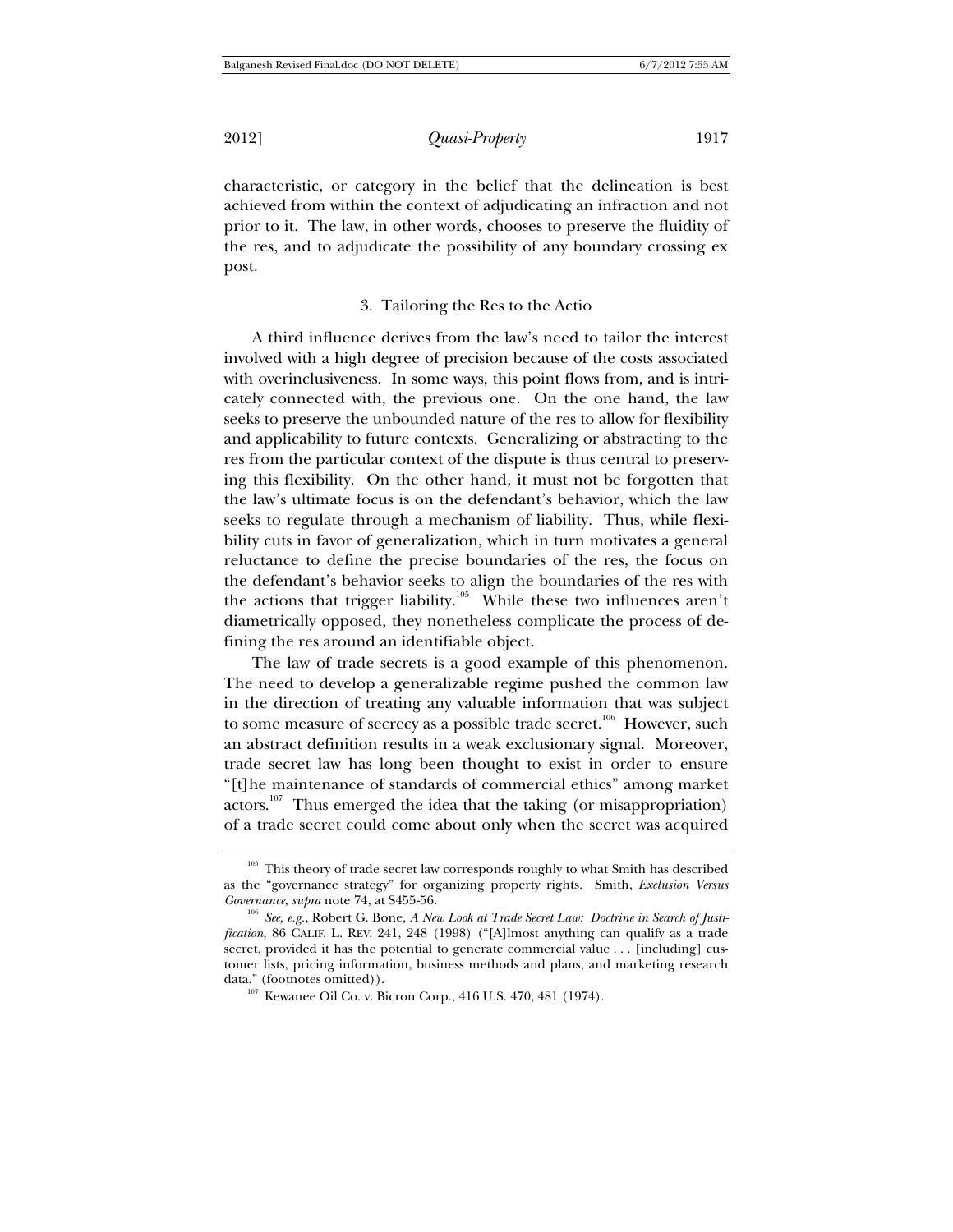characteristic, or category in the belief that the delineation is best achieved from within the context of adjudicating an infraction and not prior to it. The law, in other words, chooses to preserve the fluidity of the res, and to adjudicate the possibility of any boundary crossing ex post.

### 3. Tailoring the Res to the Actio

A third influence derives from the law's need to tailor the interest involved with a high degree of precision because of the costs associated with overinclusiveness. In some ways, this point flows from, and is intricately connected with, the previous one. On the one hand, the law seeks to preserve the unbounded nature of the res to allow for flexibility and applicability to future contexts. Generalizing or abstracting to the res from the particular context of the dispute is thus central to preserving this flexibility. On the other hand, it must not be forgotten that the law's ultimate focus is on the defendant's behavior, which the law seeks to regulate through a mechanism of liability. Thus, while flexibility cuts in favor of generalization, which in turn motivates a general reluctance to define the precise boundaries of the res, the focus on the defendant's behavior seeks to align the boundaries of the res with the actions that trigger liability.[105] While these two influences aren't diametrically opposed, they nonetheless complicate the process of defining the res around an identifiable object.

The law of trade secrets is a good example of this phenomenon. The need to develop a generalizable regime pushed the common law in the direction of treating any valuable information that was subject to some measure of secrecy as a possible trade secret.[106] However, such an abstract definition results in a weak exclusionary signal. Moreover, trade secret law has long been thought to exist in order to ensure "[t]he maintenance of standards of commercial ethics" among market actors.[107] Thus emerged the idea that the taking (or misappropriation) of a trade secret could come about only when the secret was acquired

---

[105] This theory of trade secret law corresponds roughly to what Smith has described as the "governance strategy" for organizing property rights. Smith, *Exclusion Versus Governance*, *supra* note 74, at S455-56.

[106] *See, e.g.*, Robert G. Bone, *A New Look at Trade Secret Law: Doctrine in Search of Justification*, 86 CALIF. L. REV. 241, 248 (1998) ("[A]lmost anything can qualify as a trade secret, provided it has the potential to generate commercial value . . . [including] customer lists, pricing information, business methods and plans, and marketing research data." (footnotes omitted)).

[107] Kewanee Oil Co. v. Bicron Corp., 416 U.S. 470, 481 (1974).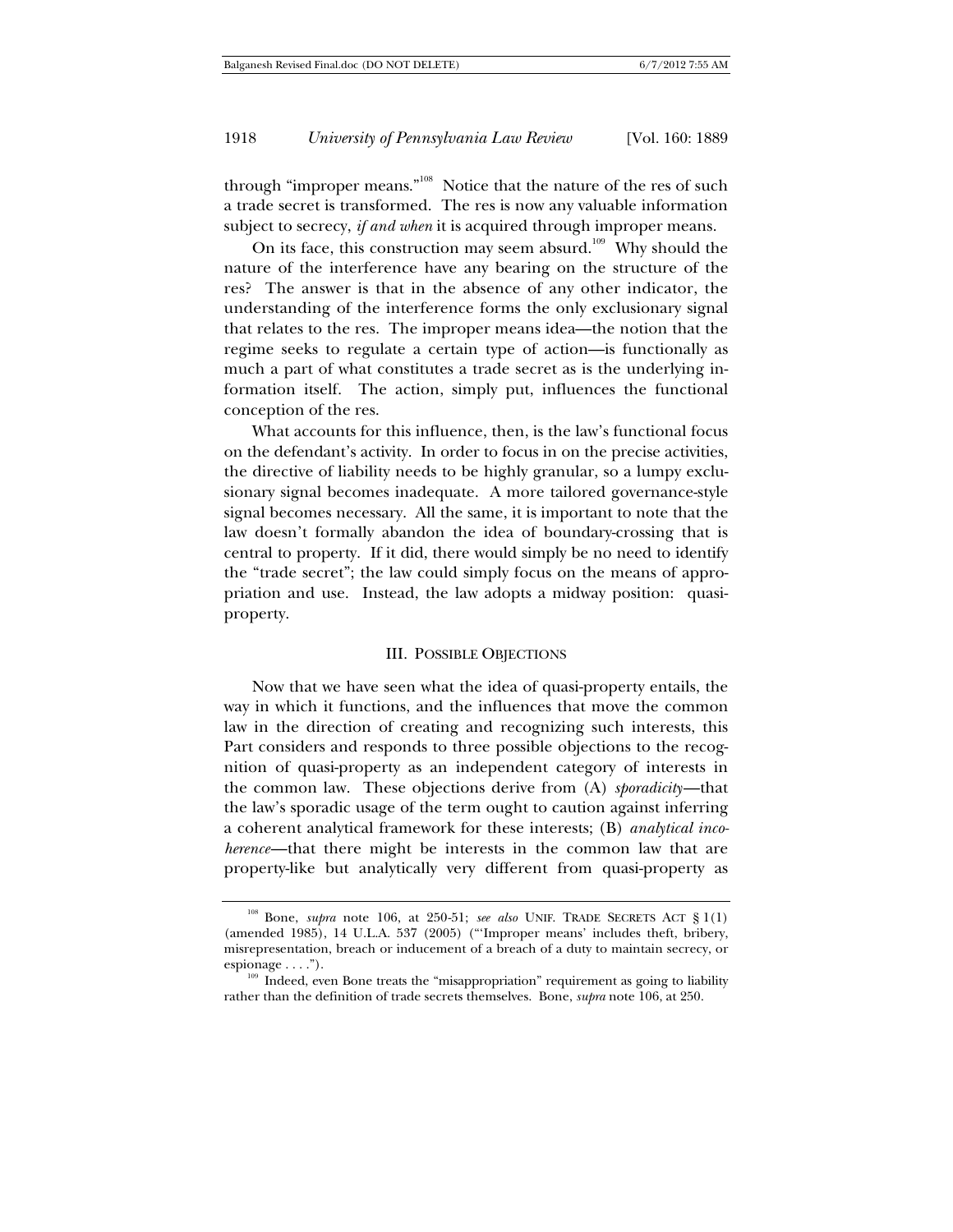through "improper means."[108] Notice that the nature of the res of such a trade secret is transformed. The res is now any valuable information subject to secrecy, *if and when* it is acquired through improper means.

On its face, this construction may seem absurd.[109] Why should the nature of the interference have any bearing on the structure of the res? The answer is that in the absence of any other indicator, the understanding of the interference forms the only exclusionary signal that relates to the res. The improper means idea—the notion that the regime seeks to regulate a certain type of action—is functionally as much a part of what constitutes a trade secret as is the underlying information itself. The action, simply put, influences the functional conception of the res.

What accounts for this influence, then, is the law's functional focus on the defendant's activity. In order to focus in on the precise activities, the directive of liability needs to be highly granular, so a lumpy exclusionary signal becomes inadequate. A more tailored governance-style signal becomes necessary. All the same, it is important to note that the law doesn't formally abandon the idea of boundary-crossing that is central to property. If it did, there would simply be no need to identify the "trade secret"; the law could simply focus on the means of appropriation and use. Instead, the law adopts a midway position: quasi-property.

## III. POSSIBLE OBJECTIONS

Now that we have seen what the idea of quasi-property entails, the way in which it functions, and the influences that move the common law in the direction of creating and recognizing such interests, this Part considers and responds to three possible objections to the recognition of quasi-property as an independent category of interests in the common law. These objections derive from (A) *sporadicity*—that the law's sporadic usage of the term ought to caution against inferring a coherent analytical framework for these interests; (B) *analytical incoherence*—that there might be interests in the common law that are property-like but analytically very different from quasi-property as

---

[108] Bone, *supra* note 106, at 250-51; *see also* UNIF. TRADE SECRETS ACT § 1(1) (amended 1985), 14 U.L.A. 537 (2005) ("'Improper means' includes theft, bribery, misrepresentation, breach or inducement of a breach of a duty to maintain secrecy, or espionage . . . .").

[109] Indeed, even Bone treats the "misappropriation" requirement as going to liability rather than the definition of trade secrets themselves. Bone, *supra* note 106, at 250.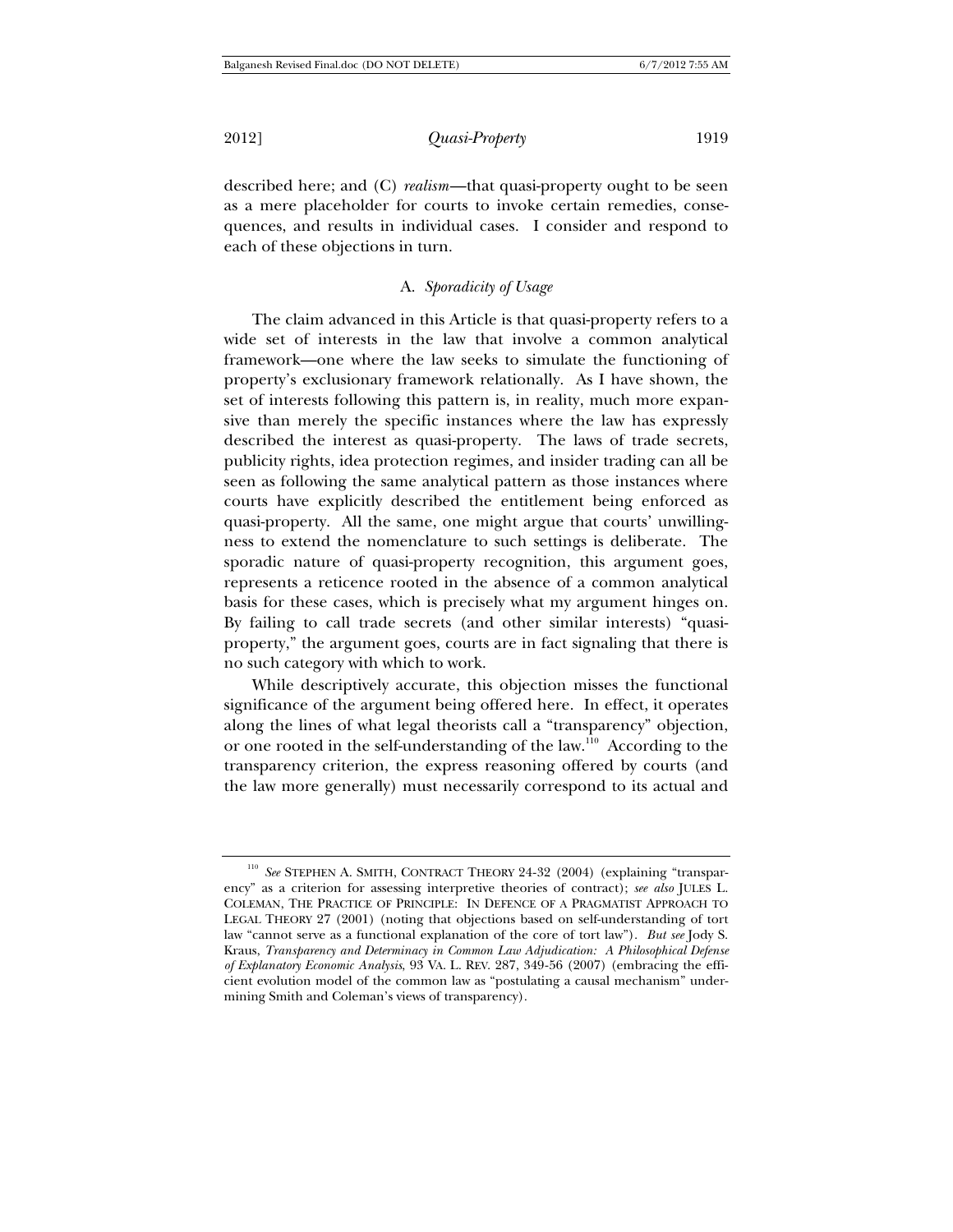described here; and (C) *realism*—that quasi-property ought to be seen as a mere placeholder for courts to invoke certain remedies, consequences, and results in individual cases. I consider and respond to each of these objections in turn.

### A. *Sporadicity of Usage*

The claim advanced in this Article is that quasi-property refers to a wide set of interests in the law that involve a common analytical framework—one where the law seeks to simulate the functioning of property's exclusionary framework relationally. As I have shown, the set of interests following this pattern is, in reality, much more expansive than merely the specific instances where the law has expressly described the interest as quasi-property. The laws of trade secrets, publicity rights, idea protection regimes, and insider trading can all be seen as following the same analytical pattern as those instances where courts have explicitly described the entitlement being enforced as quasi-property. All the same, one might argue that courts' unwillingness to extend the nomenclature to such settings is deliberate. The sporadic nature of quasi-property recognition, this argument goes, represents a reticence rooted in the absence of a common analytical basis for these cases, which is precisely what my argument hinges on. By failing to call trade secrets (and other similar interests) "quasi-property," the argument goes, courts are in fact signaling that there is no such category with which to work.

While descriptively accurate, this objection misses the functional significance of the argument being offered here. In effect, it operates along the lines of what legal theorists call a "transparency" objection, or one rooted in the self-understanding of the law.[110] According to the transparency criterion, the express reasoning offered by courts (and the law more generally) must necessarily correspond to its actual and

---

[110] *See* STEPHEN A. SMITH, CONTRACT THEORY 24-32 (2004) (explaining "transparency" as a criterion for assessing interpretive theories of contract); *see also* JULES L. COLEMAN, THE PRACTICE OF PRINCIPLE: IN DEFENCE OF A PRAGMATIST APPROACH TO LEGAL THEORY 27 (2001) (noting that objections based on self-understanding of tort law "cannot serve as a functional explanation of the core of tort law"). *But see* Jody S. Kraus, *Transparency and Determinacy in Common Law Adjudication: A Philosophical Defense of Explanatory Economic Analysis*, 93 VA. L. REV. 287, 349-56 (2007) (embracing the efficient evolution model of the common law as "postulating a causal mechanism" undermining Smith and Coleman's views of transparency).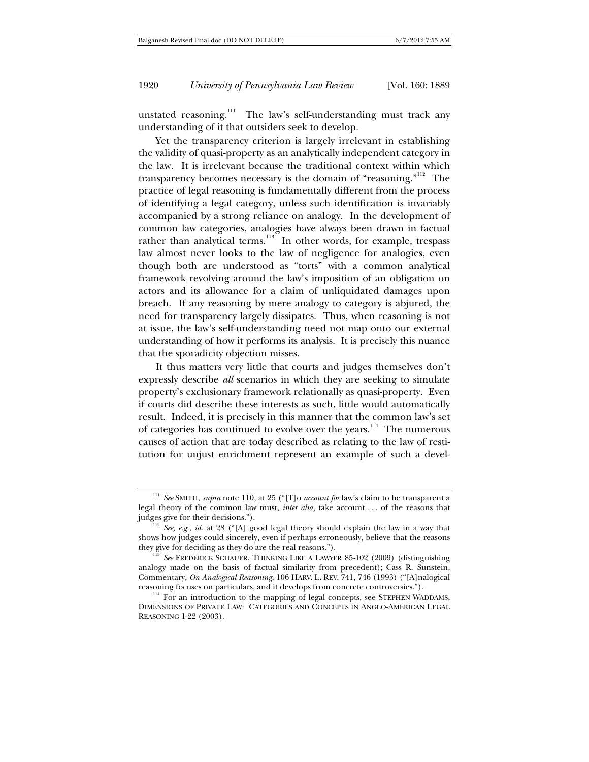unstated reasoning.[111] The law's self-understanding must track any understanding of it that outsiders seek to develop.

Yet the transparency criterion is largely irrelevant in establishing the validity of quasi-property as an analytically independent category in the law. It is irrelevant because the traditional context within which transparency becomes necessary is the domain of "reasoning."[112] The practice of legal reasoning is fundamentally different from the process of identifying a legal category, unless such identification is invariably accompanied by a strong reliance on analogy. In the development of common law categories, analogies have always been drawn in factual rather than analytical terms.[113] In other words, for example, trespass law almost never looks to the law of negligence for analogies, even though both are understood as "torts" with a common analytical framework revolving around the law's imposition of an obligation on actors and its allowance for a claim of unliquidated damages upon breach. If any reasoning by mere analogy to category is abjured, the need for transparency largely dissipates. Thus, when reasoning is not at issue, the law's self-understanding need not map onto our external understanding of how it performs its analysis. It is precisely this nuance that the sporadicity objection misses.

It thus matters very little that courts and judges themselves don't expressly describe *all* scenarios in which they are seeking to simulate property's exclusionary framework relationally as quasi-property. Even if courts did describe these interests as such, little would automatically result. Indeed, it is precisely in this manner that the common law's set of categories has continued to evolve over the years.[114] The numerous causes of action that are today described as relating to the law of restitution for unjust enrichment represent an example of such a devel-

---

[111] *See* SMITH, *supra* note 110, at 25 ("[T]o *account for* law's claim to be transparent a legal theory of the common law must, *inter alia*, take account . . . of the reasons that judges give for their decisions.").

[112] *See, e.g.*, *id.* at 28 ("[A] good legal theory should explain the law in a way that shows how judges could sincerely, even if perhaps erroneously, believe that the reasons they give for deciding as they do are the real reasons.").

[113] *See* FREDERICK SCHAUER, THINKING LIKE A LAWYER 85-102 (2009) (distinguishing analogy made on the basis of factual similarity from precedent); Cass R. Sunstein, Commentary, *On Analogical Reasoning*, 106 HARV. L. REV. 741, 746 (1993) ("[A]nalogical reasoning focuses on particulars, and it develops from concrete controversies.").

[114] For an introduction to the mapping of legal concepts, see STEPHEN WADDAMS, DIMENSIONS OF PRIVATE LAW: CATEGORIES AND CONCEPTS IN ANGLO-AMERICAN LEGAL REASONING 1-22 (2003).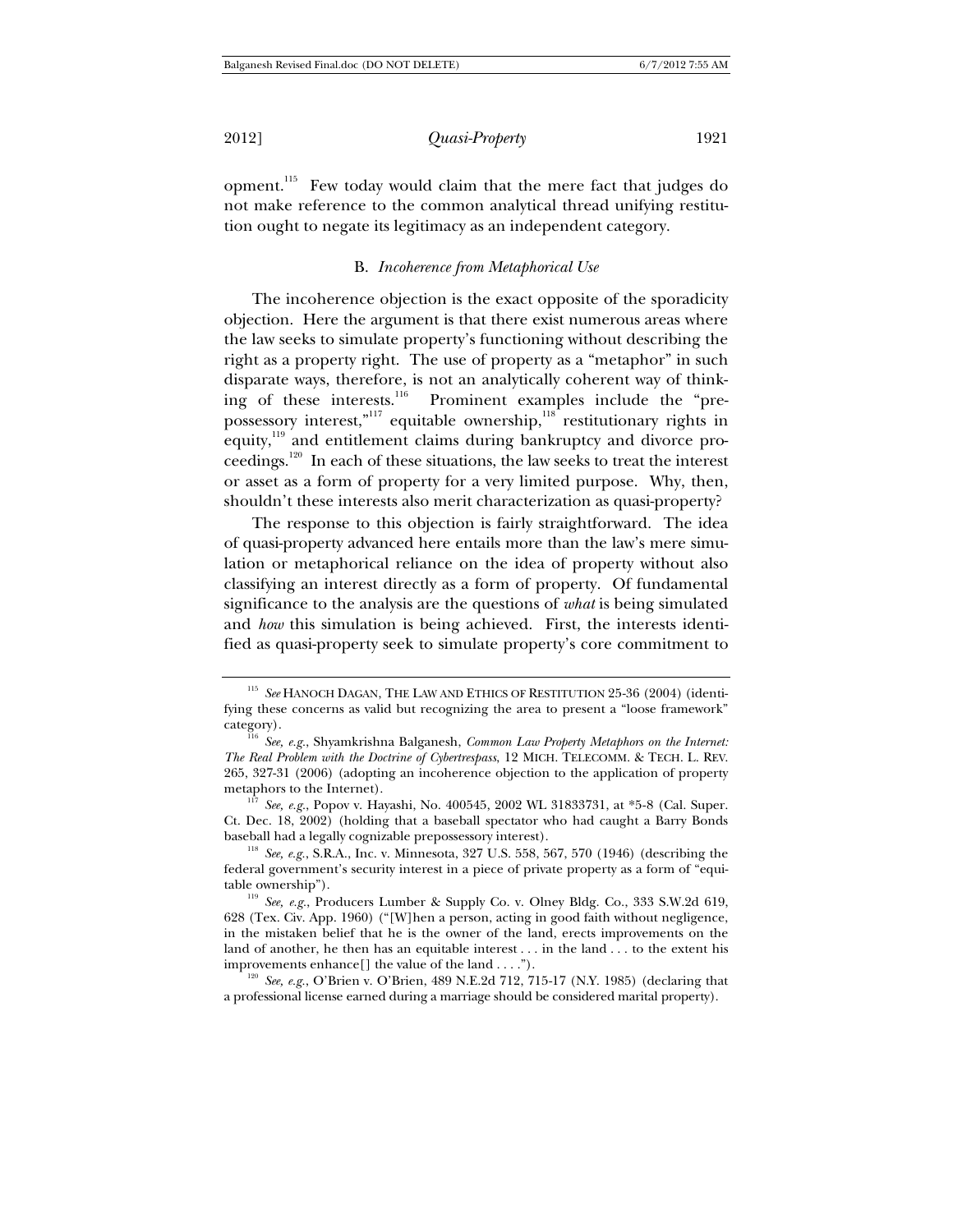opment.[115] Few today would claim that the mere fact that judges do not make reference to the common analytical thread unifying restitution ought to negate its legitimacy as an independent category.

### B. *Incoherence from Metaphorical Use*

The incoherence objection is the exact opposite of the sporadicity objection. Here the argument is that there exist numerous areas where the law seeks to simulate property's functioning without describing the right as a property right. The use of property as a "metaphor" in such disparate ways, therefore, is not an analytically coherent way of thinking of these interests.[116] Prominent examples include the "prepossessory interest,"[117] equitable ownership,[118] restitutionary rights in equity,[119] and entitlement claims during bankruptcy and divorce proceedings.[120] In each of these situations, the law seeks to treat the interest or asset as a form of property for a very limited purpose. Why, then, shouldn't these interests also merit characterization as quasi-property?

The response to this objection is fairly straightforward. The idea of quasi-property advanced here entails more than the law's mere simulation or metaphorical reliance on the idea of property without also classifying an interest directly as a form of property. Of fundamental significance to the analysis are the questions of *what* is being simulated and *how* this simulation is being achieved. First, the interests identified as quasi-property seek to simulate property's core commitment to

---

[115] *See* HANOCH DAGAN, THE LAW AND ETHICS OF RESTITUTION 25-36 (2004) (identifying these concerns as valid but recognizing the area to present a "loose framework" category).

[116] *See, e.g.*, Shyamkrishna Balganesh, *Common Law Property Metaphors on the Internet: The Real Problem with the Doctrine of Cybertrespass*, 12 MICH. TELECOMM. & TECH. L. REV. 265, 327-31 (2006) (adopting an incoherence objection to the application of property metaphors to the Internet).

[117] *See, e.g.*, Popov v. Hayashi, No. 400545, 2002 WL 31833731, at *5-8 (Cal. Super. Ct. Dec. 18, 2002) (holding that a baseball spectator who had caught a Barry Bonds baseball had a legally cognizable prepossessory interest).

[118] *See, e.g.*, S.R.A., Inc. v. Minnesota, 327 U.S. 558, 567, 570 (1946) (describing the federal government's security interest in a piece of private property as a form of "equitable ownership").

[119] *See, e.g.*, Producers Lumber & Supply Co. v. Olney Bldg. Co., 333 S.W.2d 619, 628 (Tex. Civ. App. 1960) ("[W]hen a person, acting in good faith without negligence, in the mistaken belief that he is the owner of the land, erects improvements on the land of another, he then has an equitable interest . . . in the land . . . to the extent his improvements enhance[] the value of the land . . . .").

[120] *See, e.g.*, O'Brien v. O'Brien, 489 N.E.2d 712, 715-17 (N.Y. 1985) (declaring that a professional license earned during a marriage should be considered marital property).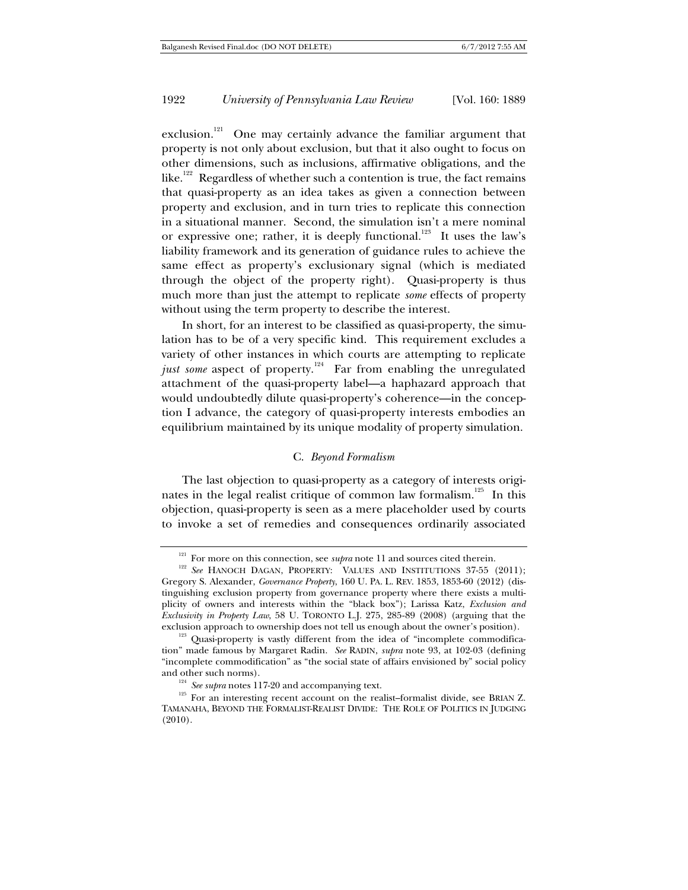exclusion.[121] One may certainly advance the familiar argument that property is not only about exclusion, but that it also ought to focus on other dimensions, such as inclusions, affirmative obligations, and the like.[122] Regardless of whether such a contention is true, the fact remains that quasi-property as an idea takes as given a connection between property and exclusion, and in turn tries to replicate this connection in a situational manner. Second, the simulation isn't a mere nominal or expressive one; rather, it is deeply functional.[123] It uses the law's liability framework and its generation of guidance rules to achieve the same effect as property's exclusionary signal (which is mediated through the object of the property right). Quasi-property is thus much more than just the attempt to replicate *some* effects of property without using the term property to describe the interest.

In short, for an interest to be classified as quasi-property, the simulation has to be of a very specific kind. This requirement excludes a variety of other instances in which courts are attempting to replicate *just some* aspect of property.[124] Far from enabling the unregulated attachment of the quasi-property label—a haphazard approach that would undoubtedly dilute quasi-property's coherence—in the conception I advance, the category of quasi-property interests embodies an equilibrium maintained by its unique modality of property simulation.

### C. *Beyond Formalism*

The last objection to quasi-property as a category of interests originates in the legal realist critique of common law formalism.[125] In this objection, quasi-property is seen as a mere placeholder used by courts to invoke a set of remedies and consequences ordinarily associated

---

[121] For more on this connection, see *supra* note 11 and sources cited therein.

[122] *See* HANOCH DAGAN, PROPERTY: VALUES AND INSTITUTIONS 37-55 (2011); Gregory S. Alexander, *Governance Property*, 160 U. PA. L. REV. 1853, 1853-60 (2012) (distinguishing exclusion property from governance property where there exists a multiplicity of owners and interests within the "black box"); Larissa Katz, *Exclusion and Exclusivity in Property Law*, 58 U. TORONTO L.J. 275, 285-89 (2008) (arguing that the exclusion approach to ownership does not tell us enough about the owner's position).

[123] Quasi-property is vastly different from the idea of "incomplete commodification" made famous by Margaret Radin. *See* RADIN, *supra* note 93, at 102-03 (defining "incomplete commodification" as "the social state of affairs envisioned by" social policy and other such norms).

[124] *See supra* notes 117-20 and accompanying text.

[125] For an interesting recent account on the realist–formalist divide, see BRIAN Z. TAMANAHA, BEYOND THE FORMALIST-REALIST DIVIDE: THE ROLE OF POLITICS IN JUDGING (2010).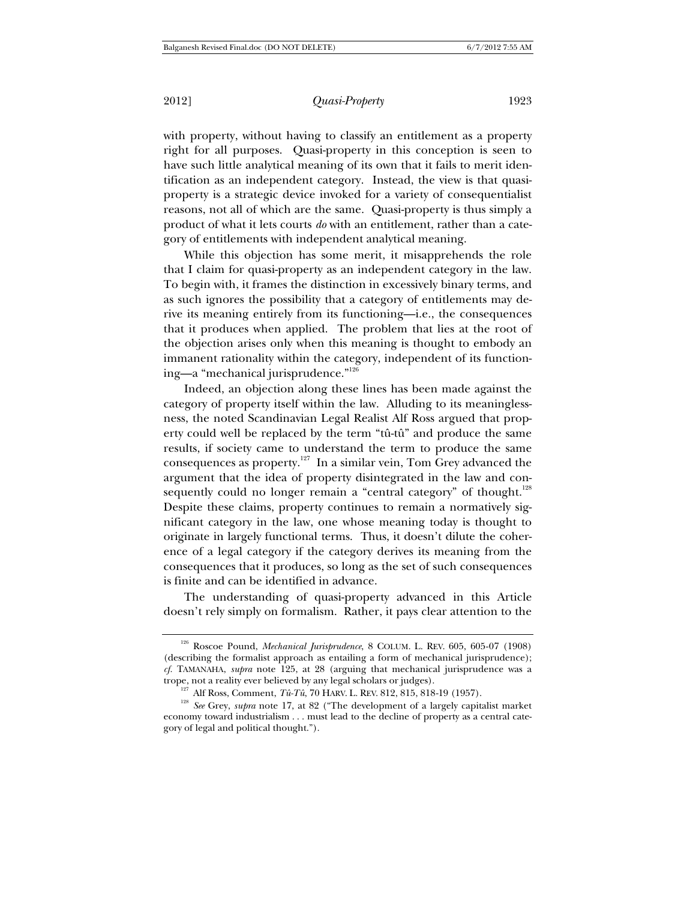with property, without having to classify an entitlement as a property right for all purposes. Quasi-property in this conception is seen to have such little analytical meaning of its own that it fails to merit identification as an independent category. Instead, the view is that quasi-property is a strategic device invoked for a variety of consequentialist reasons, not all of which are the same. Quasi-property is thus simply a product of what it lets courts *do* with an entitlement, rather than a category of entitlements with independent analytical meaning.

While this objection has some merit, it misapprehends the role that I claim for quasi-property as an independent category in the law. To begin with, it frames the distinction in excessively binary terms, and as such ignores the possibility that a category of entitlements may derive its meaning entirely from its functioning—i.e., the consequences that it produces when applied. The problem that lies at the root of the objection arises only when this meaning is thought to embody an immanent rationality within the category, independent of its functioning—a "mechanical jurisprudence."[126]

Indeed, an objection along these lines has been made against the category of property itself within the law. Alluding to its meaninglessness, the noted Scandinavian Legal Realist Alf Ross argued that property could well be replaced by the term "tû-tû" and produce the same results, if society came to understand the term to produce the same consequences as property.[127] In a similar vein, Tom Grey advanced the argument that the idea of property disintegrated in the law and consequently could no longer remain a "central category" of thought.[128] Despite these claims, property continues to remain a normatively significant category in the law, one whose meaning today is thought to originate in largely functional terms. Thus, it doesn't dilute the coherence of a legal category if the category derives its meaning from the consequences that it produces, so long as the set of such consequences is finite and can be identified in advance.

The understanding of quasi-property advanced in this Article doesn't rely simply on formalism. Rather, it pays clear attention to the

---

[126] Roscoe Pound, *Mechanical Jurisprudence*, 8 COLUM. L. REV. 605, 605-07 (1908) (describing the formalist approach as entailing a form of mechanical jurisprudence); *cf.* TAMANAHA, *supra* note 125, at 28 (arguing that mechanical jurisprudence was a trope, not a reality ever believed by any legal scholars or judges).

[127] Alf Ross, Comment, *Tû-Tû*, 70 HARV. L. REV. 812, 815, 818-19 (1957).

[128] *See* Grey, *supra* note 17, at 82 ("The development of a largely capitalist market economy toward industrialism . . . must lead to the decline of property as a central category of legal and political thought.").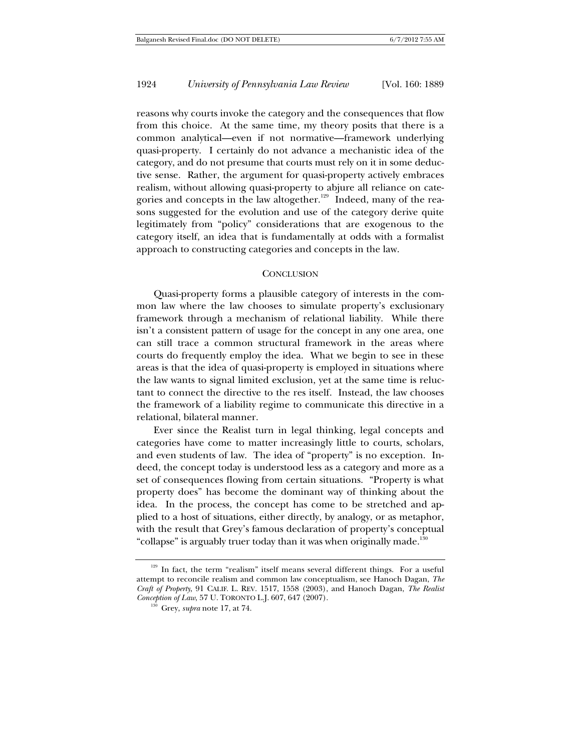reasons why courts invoke the category and the consequences that flow from this choice. At the same time, my theory posits that there is a common analytical—even if not normative—framework underlying quasi-property. I certainly do not advance a mechanistic idea of the category, and do not presume that courts must rely on it in some deductive sense. Rather, the argument for quasi-property actively embraces realism, without allowing quasi-property to abjure all reliance on categories and concepts in the law altogether.[129] Indeed, many of the reasons suggested for the evolution and use of the category derive quite legitimately from "policy" considerations that are exogenous to the category itself, an idea that is fundamentally at odds with a formalist approach to constructing categories and concepts in the law.

## CONCLUSION

Quasi-property forms a plausible category of interests in the common law where the law chooses to simulate property's exclusionary framework through a mechanism of relational liability. While there isn't a consistent pattern of usage for the concept in any one area, one can still trace a common structural framework in the areas where courts do frequently employ the idea. What we begin to see in these areas is that the idea of quasi-property is employed in situations where the law wants to signal limited exclusion, yet at the same time is reluctant to connect the directive to the res itself. Instead, the law chooses the framework of a liability regime to communicate this directive in a relational, bilateral manner.

Ever since the Realist turn in legal thinking, legal concepts and categories have come to matter increasingly little to courts, scholars, and even students of law. The idea of "property" is no exception. Indeed, the concept today is understood less as a category and more as a set of consequences flowing from certain situations. "Property is what property does" has become the dominant way of thinking about the idea. In the process, the concept has come to be stretched and applied to a host of situations, either directly, by analogy, or as metaphor, with the result that Grey's famous declaration of property's conceptual "collapse" is arguably truer today than it was when originally made.[130]

---

[129] In fact, the term "realism" itself means several different things. For a useful attempt to reconcile realism and common law conceptualism, see Hanoch Dagan, *The Craft of Property*, 91 CALIF. L. REV. 1517, 1558 (2003), and Hanoch Dagan, *The Realist Conception of Law*, 57 U. TORONTO L.J. 607, 647 (2007).

[130] Grey, *supra* note 17, at 74.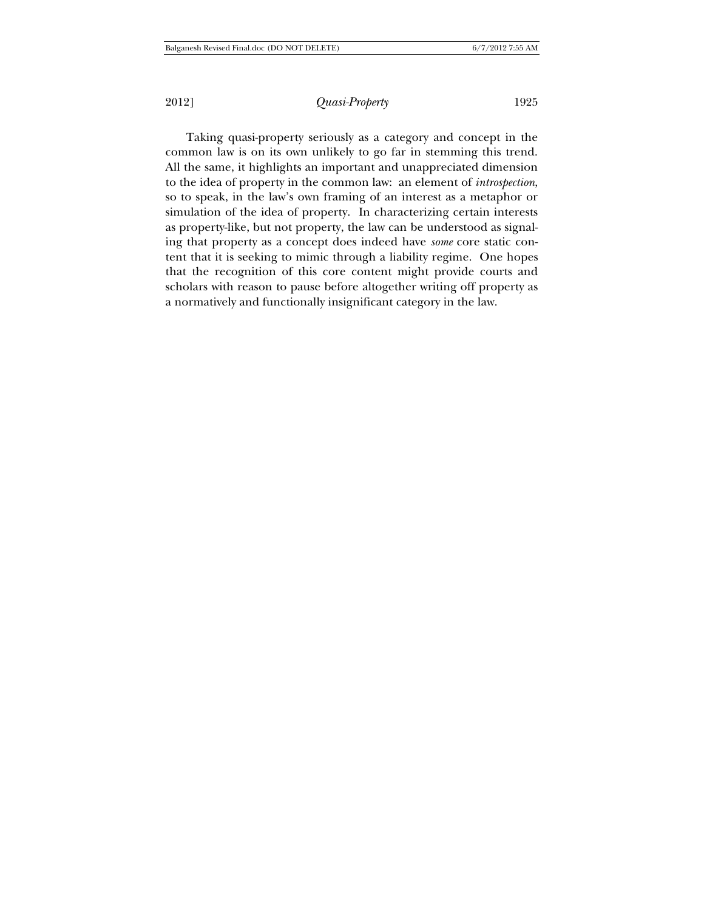Taking quasi-property seriously as a category and concept in the common law is on its own unlikely to go far in stemming this trend. All the same, it highlights an important and unappreciated dimension to the idea of property in the common law: an element of *introspection*, so to speak, in the law's own framing of an interest as a metaphor or simulation of the idea of property. In characterizing certain interests as property-like, but not property, the law can be understood as signaling that property as a concept does indeed have *some* core static content that it is seeking to mimic through a liability regime. One hopes that the recognition of this core content might provide courts and scholars with reason to pause before altogether writing off property as a normatively and functionally insignificant category in the law.